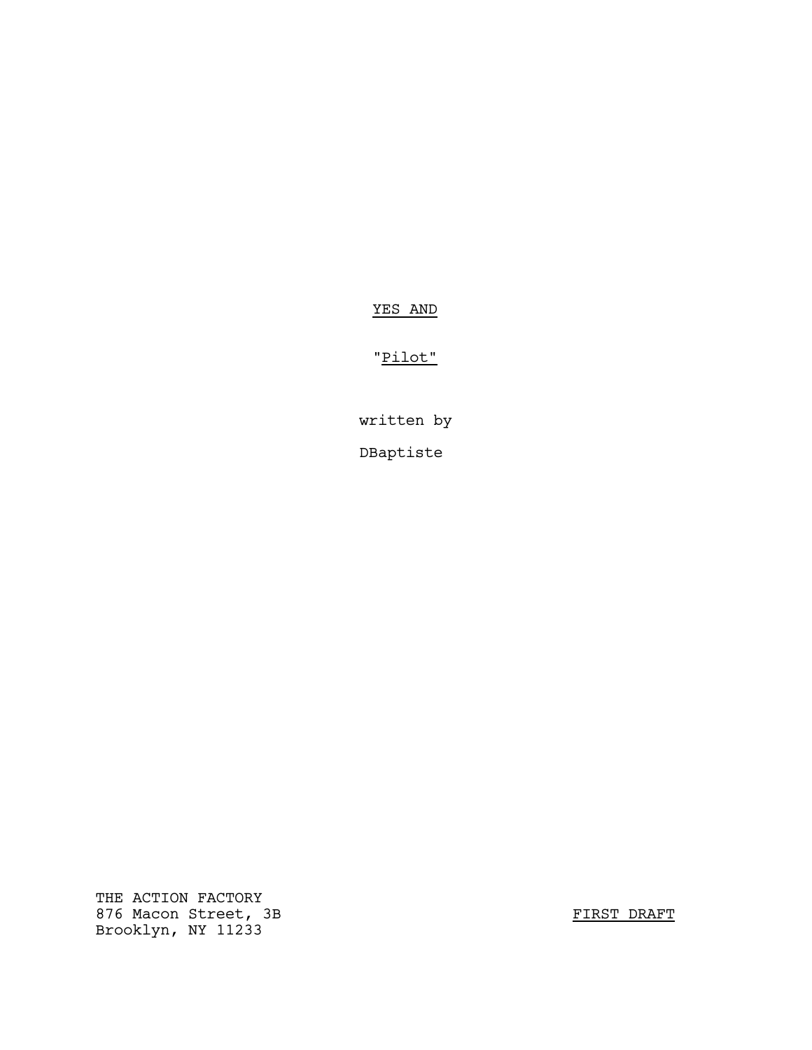<u>YES AND</u>

"<u>Pilot</u>"

written by

DBaptiste

THE ACTION FACTORY
876 Macon Street, 3B
Brooklyn, NY 11233

<u>FIRST DRAFT</u>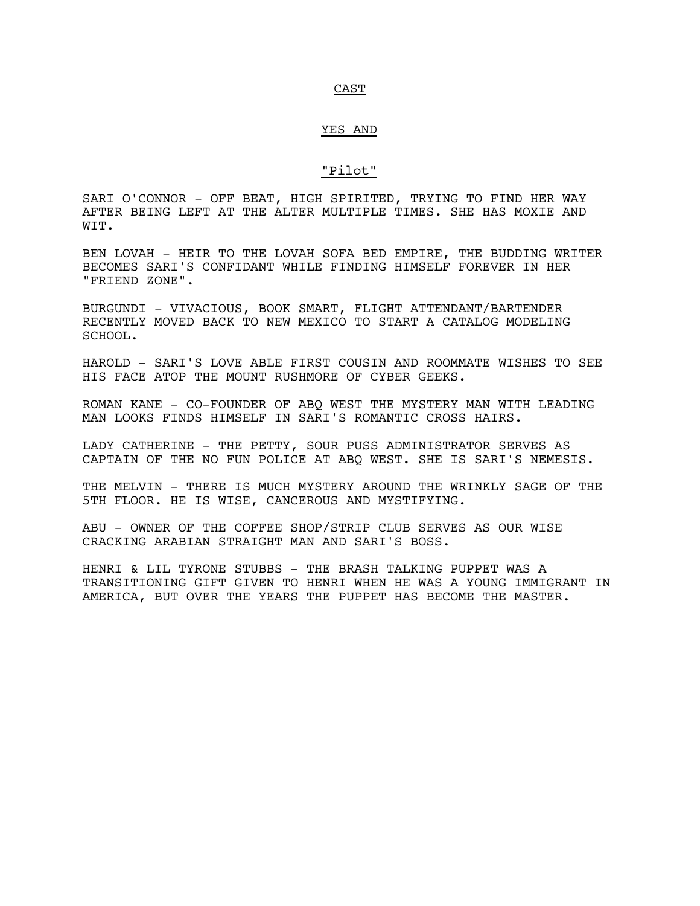<u>CAST</u>

<u>YES AND</u>

<u>"Pilot"</u>

SARI O'CONNOR - OFF BEAT, HIGH SPIRITED, TRYING TO FIND HER WAY AFTER BEING LEFT AT THE ALTER MULTIPLE TIMES. SHE HAS MOXIE AND WIT.

BEN LOVAH - HEIR TO THE LOVAH SOFA BED EMPIRE, THE BUDDING WRITER BECOMES SARI'S CONFIDANT WHILE FINDING HIMSELF FOREVER IN HER "FRIEND ZONE".

BURGUNDI - VIVACIOUS, BOOK SMART, FLIGHT ATTENDANT/BARTENDER RECENTLY MOVED BACK TO NEW MEXICO TO START A CATALOG MODELING SCHOOL.

HAROLD - SARI'S LOVE ABLE FIRST COUSIN AND ROOMMATE WISHES TO SEE HIS FACE ATOP THE MOUNT RUSHMORE OF CYBER GEEKS.

ROMAN KANE - CO-FOUNDER OF ABQ WEST THE MYSTERY MAN WITH LEADING MAN LOOKS FINDS HIMSELF IN SARI'S ROMANTIC CROSS HAIRS.

LADY CATHERINE - THE PETTY, SOUR PUSS ADMINISTRATOR SERVES AS CAPTAIN OF THE NO FUN POLICE AT ABQ WEST. SHE IS SARI'S NEMESIS.

THE MELVIN - THERE IS MUCH MYSTERY AROUND THE WRINKLY SAGE OF THE 5TH FLOOR. HE IS WISE, CANCEROUS AND MYSTIFYING.

ABU - OWNER OF THE COFFEE SHOP/STRIP CLUB SERVES AS OUR WISE CRACKING ARABIAN STRAIGHT MAN AND SARI'S BOSS.

HENRI & LIL TYRONE STUBBS - THE BRASH TALKING PUPPET WAS A TRANSITIONING GIFT GIVEN TO HENRI WHEN HE WAS A YOUNG IMMIGRANT IN AMERICA, BUT OVER THE YEARS THE PUPPET HAS BECOME THE MASTER.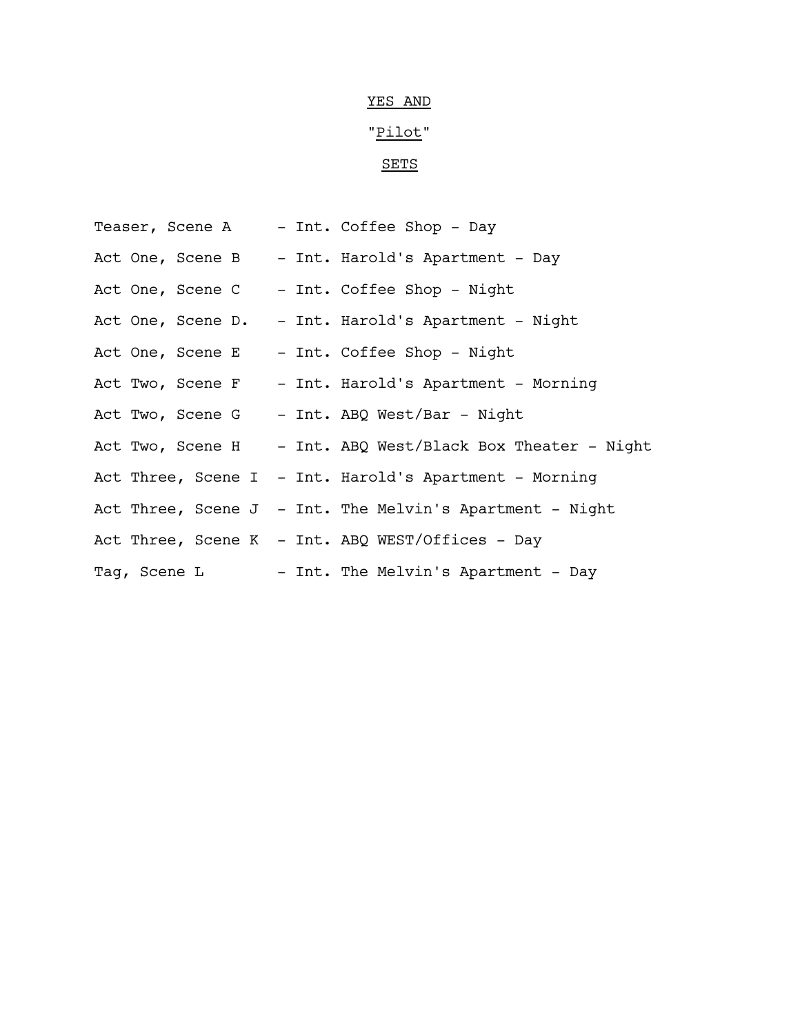<u>YES AND</u>

"<u>Pilot</u>"

<u>SETS</u>

Teaser, Scene A - Int. Coffee Shop - Day

Act One, Scene B - Int. Harold's Apartment - Day

Act One, Scene C - Int. Coffee Shop - Night

Act One, Scene D. - Int. Harold's Apartment - Night

Act One, Scene E - Int. Coffee Shop - Night

Act Two, Scene F - Int. Harold's Apartment - Morning

Act Two, Scene G - Int. ABQ West/Bar - Night

Act Two, Scene H - Int. ABQ West/Black Box Theater - Night

Act Three, Scene I - Int. Harold's Apartment - Morning

Act Three, Scene J - Int. The Melvin's Apartment - Night

Act Three, Scene K - Int. ABQ WEST/Offices - Day

Tag, Scene L - Int. The Melvin's Apartment - Day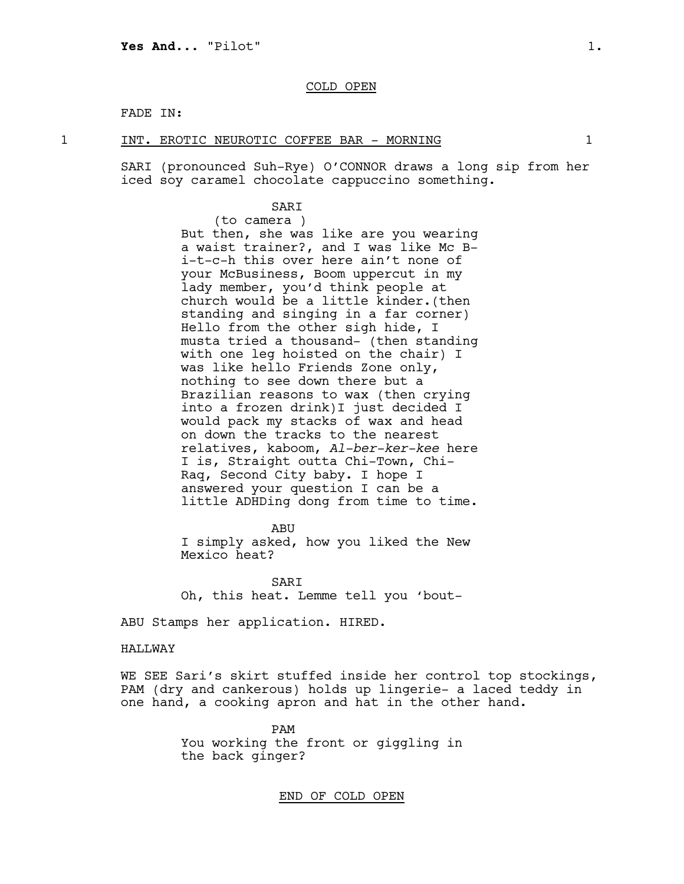COLD OPEN

FADE IN:

1 INT. EROTIC NEUROTIC COFFEE BAR - MORNING 1

SARI (pronounced Suh-Rye) O'CONNOR draws a long sip from her iced soy caramel chocolate cappuccino something.

SARI
(to camera )
But then, she was like are you wearing a waist trainer?, and I was like Mc B-i-t-c-h this over here ain't none of your McBusiness, Boom uppercut in my lady member, you'd think people at church would be a little kinder.(then standing and singing in a far corner) Hello from the other sigh hide, I musta tried a thousand- (then standing with one leg hoisted on the chair) I was like hello Friends Zone only, nothing to see down there but a Brazilian reasons to wax (then crying into a frozen drink)I just decided I would pack my stacks of wax and head on down the tracks to the nearest relatives, kaboom, *Al-ber-ker-kee* here I is, Straight outta Chi-Town, Chi-Raq, Second City baby. I hope I answered your question I can be a little ADHDing dong from time to time.

ABU
I simply asked, how you liked the New Mexico heat?

SARI
Oh, this heat. Lemme tell you 'bout-

ABU Stamps her application. HIRED.

HALLWAY

WE SEE Sari's skirt stuffed inside her control top stockings, PAM (dry and cankerous) holds up lingerie- a laced teddy in one hand, a cooking apron and hat in the other hand.

PAM
You working the front or giggling in the back ginger?

END OF COLD OPEN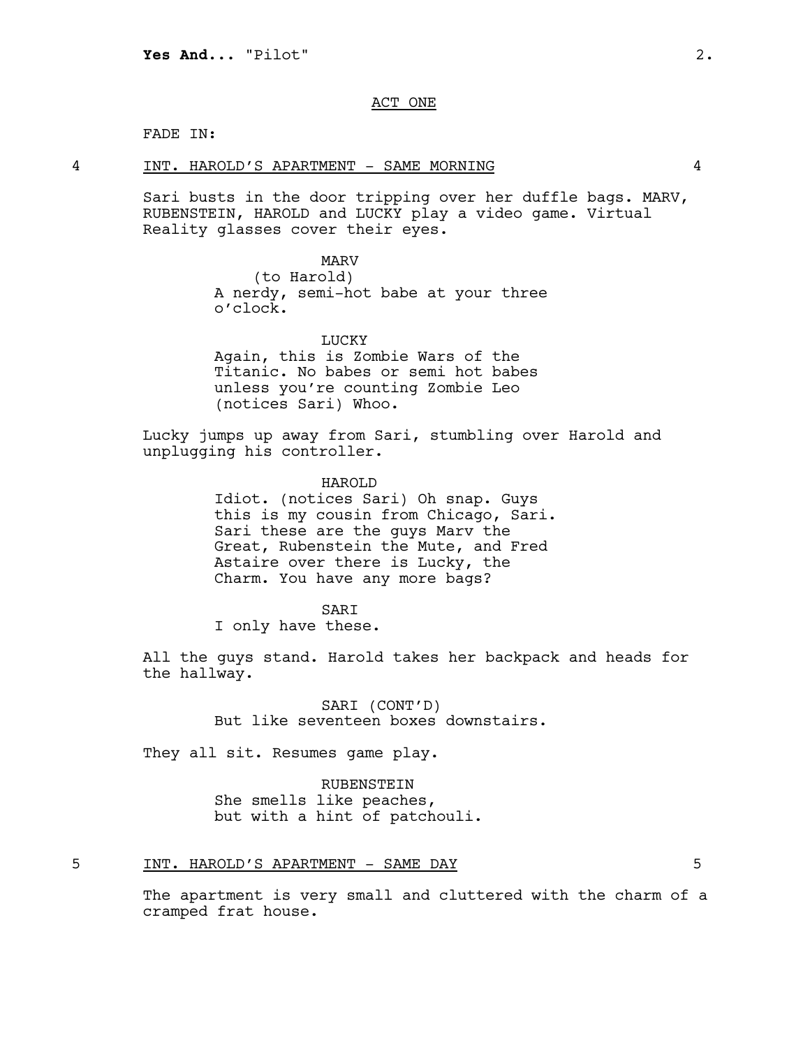ACT ONE

FADE IN:

4 INT. HAROLD'S APARTMENT - SAME MORNING 4

Sari busts in the door tripping over her duffle bags. MARV, RUBENSTEIN, HAROLD and LUCKY play a video game. Virtual Reality glasses cover their eyes.

MARV
(to Harold)
A nerdy, semi-hot babe at your three o'clock.

LUCKY
Again, this is Zombie Wars of the Titanic. No babes or semi hot babes unless you're counting Zombie Leo (notices Sari) Whoo.

Lucky jumps up away from Sari, stumbling over Harold and unplugging his controller.

HAROLD
Idiot. (notices Sari) Oh snap. Guys this is my cousin from Chicago, Sari. Sari these are the guys Marv the Great, Rubenstein the Mute, and Fred Astaire over there is Lucky, the Charm. You have any more bags?

SARI
I only have these.

All the guys stand. Harold takes her backpack and heads for the hallway.

SARI (CONT'D)
But like seventeen boxes downstairs.

They all sit. Resumes game play.

RUBENSTEIN
She smells like peaches,
but with a hint of patchouli.

5 INT. HAROLD'S APARTMENT - SAME DAY 5

The apartment is very small and cluttered with the charm of a cramped frat house.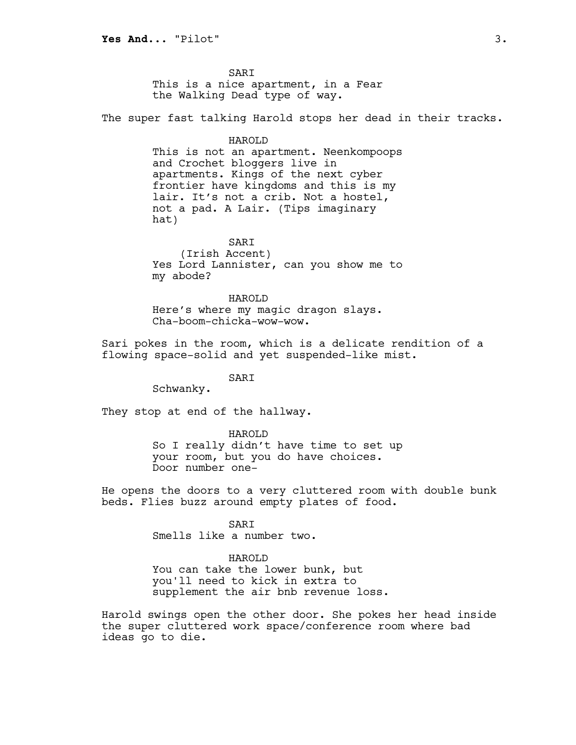SARI

This is a nice apartment, in a Fear the Walking Dead type of way.

The super fast talking Harold stops her dead in their tracks.

HAROLD

This is not an apartment. Neenkompoops and Crochet bloggers live in apartments. Kings of the next cyber frontier have kingdoms and this is my lair. It's not a crib. Not a hostel, not a pad. A Lair. (Tips imaginary hat)

SARI

(Irish Accent)

Yes Lord Lannister, can you show me to my abode?

HAROLD

Here's where my magic dragon slays. Cha-boom-chicka-wow-wow.

Sari pokes in the room, which is a delicate rendition of a flowing space-solid and yet suspended-like mist.

SARI

Schwanky.

They stop at end of the hallway.

HAROLD

So I really didn't have time to set up your room, but you do have choices. Door number one-

He opens the doors to a very cluttered room with double bunk beds. Flies buzz around empty plates of food.

SARI

Smells like a number two.

HAROLD

You can take the lower bunk, but you'll need to kick in extra to supplement the air bnb revenue loss.

Harold swings open the other door. She pokes her head inside the super cluttered work space/conference room where bad ideas go to die.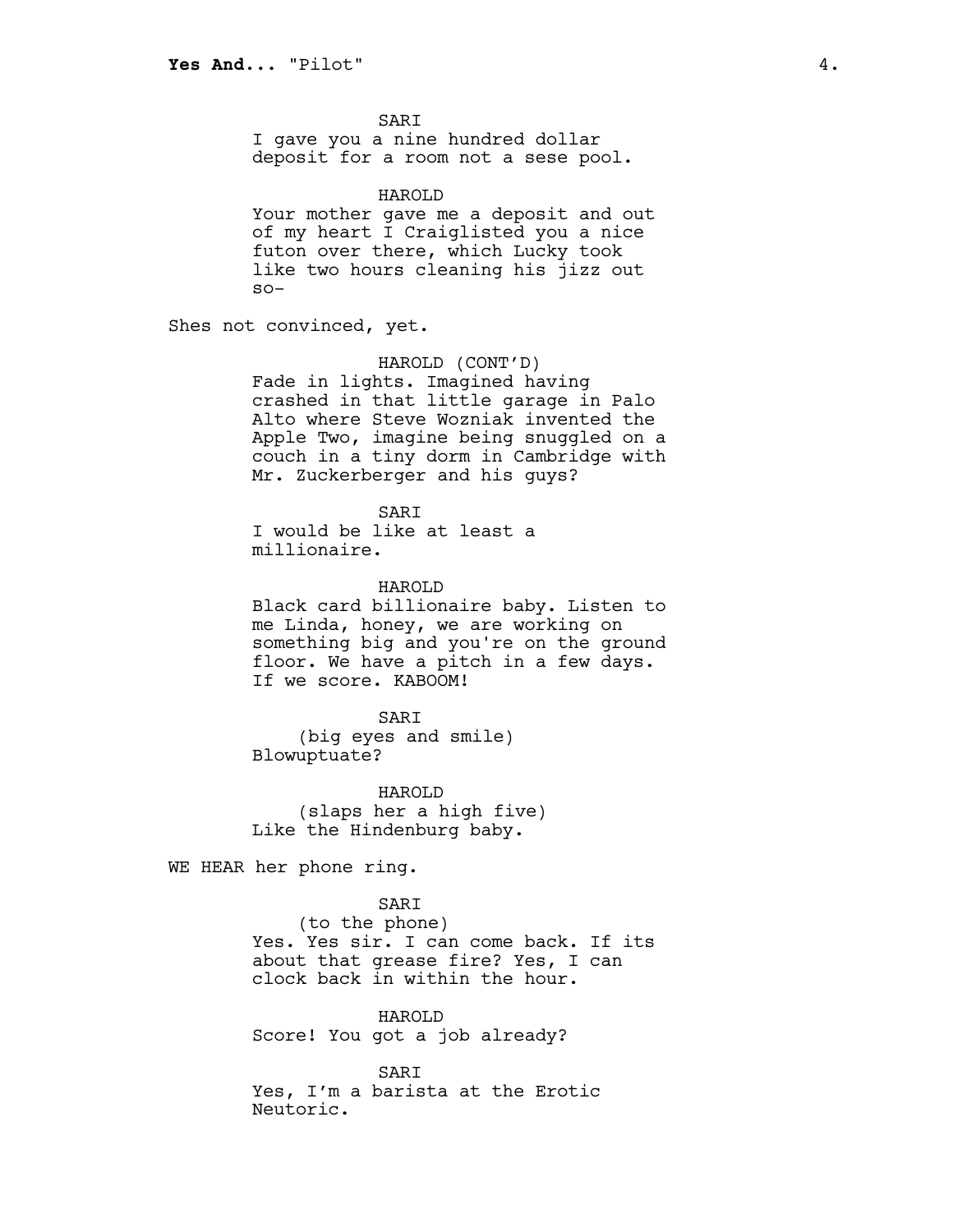SARI
I gave you a nine hundred dollar deposit for a room not a sese pool.

HAROLD
Your mother gave me a deposit and out of my heart I Craiglisted you a nice futon over there, which Lucky took like two hours cleaning his jizz out so-

Shes not convinced, yet.

HAROLD (CONT'D)
Fade in lights. Imagined having crashed in that little garage in Palo Alto where Steve Wozniak invented the Apple Two, imagine being snuggled on a couch in a tiny dorm in Cambridge with Mr. Zuckerberger and his guys?

SARI
I would be like at least a millionaire.

HAROLD
Black card billionaire baby. Listen to me Linda, honey, we are working on something big and you're on the ground floor. We have a pitch in a few days. If we score. KABOOM!

SARI
(big eyes and smile)
Blowuptuate?

HAROLD
(slaps her a high five)
Like the Hindenburg baby.

WE HEAR her phone ring.

SARI
(to the phone)
Yes. Yes sir. I can come back. If its about that grease fire? Yes, I can clock back in within the hour.

HAROLD
Score! You got a job already?

SARI
Yes, I'm a barista at the Erotic Neutoric.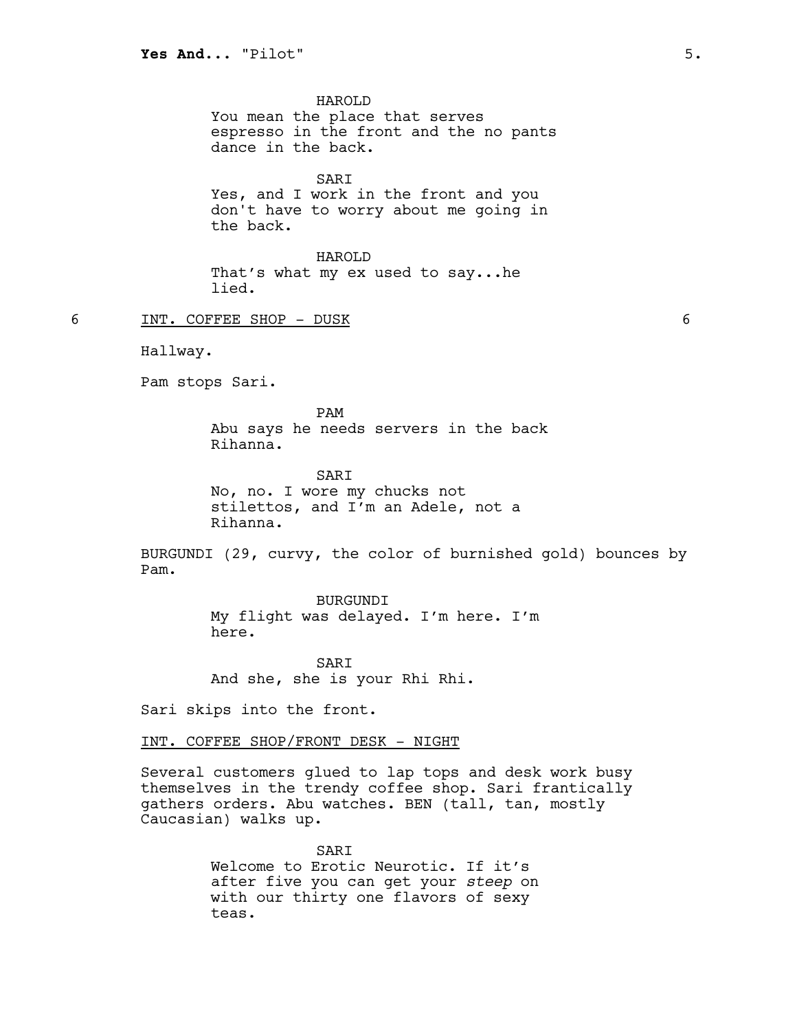HAROLD
You mean the place that serves espresso in the front and the no pants dance in the back.

SARI
Yes, and I work in the front and you don't have to worry about me going in the back.

HAROLD
That's what my ex used to say...he lied.

6 INT. COFFEE SHOP - DUSK 6

Hallway.

Pam stops Sari.

PAM
Abu says he needs servers in the back Rihanna.

SARI
No, no. I wore my chucks not stilettos, and I'm an Adele, not a Rihanna.

BURGUNDI (29, curvy, the color of burnished gold) bounces by Pam.

BURGUNDI
My flight was delayed. I'm here. I'm here.

SARI
And she, she is your Rhi Rhi.

Sari skips into the front.

INT. COFFEE SHOP/FRONT DESK - NIGHT

Several customers glued to lap tops and desk work busy themselves in the trendy coffee shop. Sari frantically gathers orders. Abu watches. BEN (tall, tan, mostly Caucasian) walks up.

SARI
Welcome to Erotic Neurotic. If it's after five you can get your *steep* on with our thirty one flavors of sexy teas.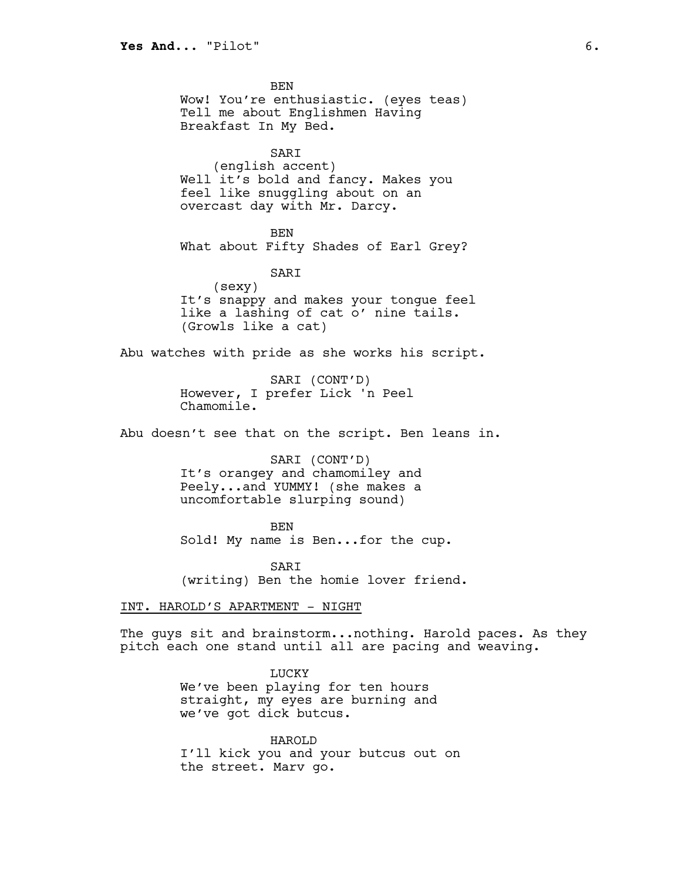BEN

Wow! You're enthusiastic. (eyes teas) Tell me about Englishmen Having Breakfast In My Bed.

SARI

(english accent)

Well it's bold and fancy. Makes you feel like snuggling about on an overcast day with Mr. Darcy.

BEN

What about Fifty Shades of Earl Grey?

SARI

(sexy)

It's snappy and makes your tongue feel like a lashing of cat o' nine tails. (Growls like a cat)

Abu watches with pride as she works his script.

SARI (CONT'D)

However, I prefer Lick 'n Peel Chamomile.

Abu doesn't see that on the script. Ben leans in.

SARI (CONT'D)

It's orangey and chamomiley and Peely...and YUMMY! (she makes a uncomfortable slurping sound)

BEN

Sold! My name is Ben...for the cup.

SARI

(writing) Ben the homie lover friend.

INT. HAROLD'S APARTMENT - NIGHT

The guys sit and brainstorm...nothing. Harold paces. As they pitch each one stand until all are pacing and weaving.

LUCKY

We've been playing for ten hours straight, my eyes are burning and we've got dick butcus.

HAROLD

I'll kick you and your butcus out on the street. Marv go.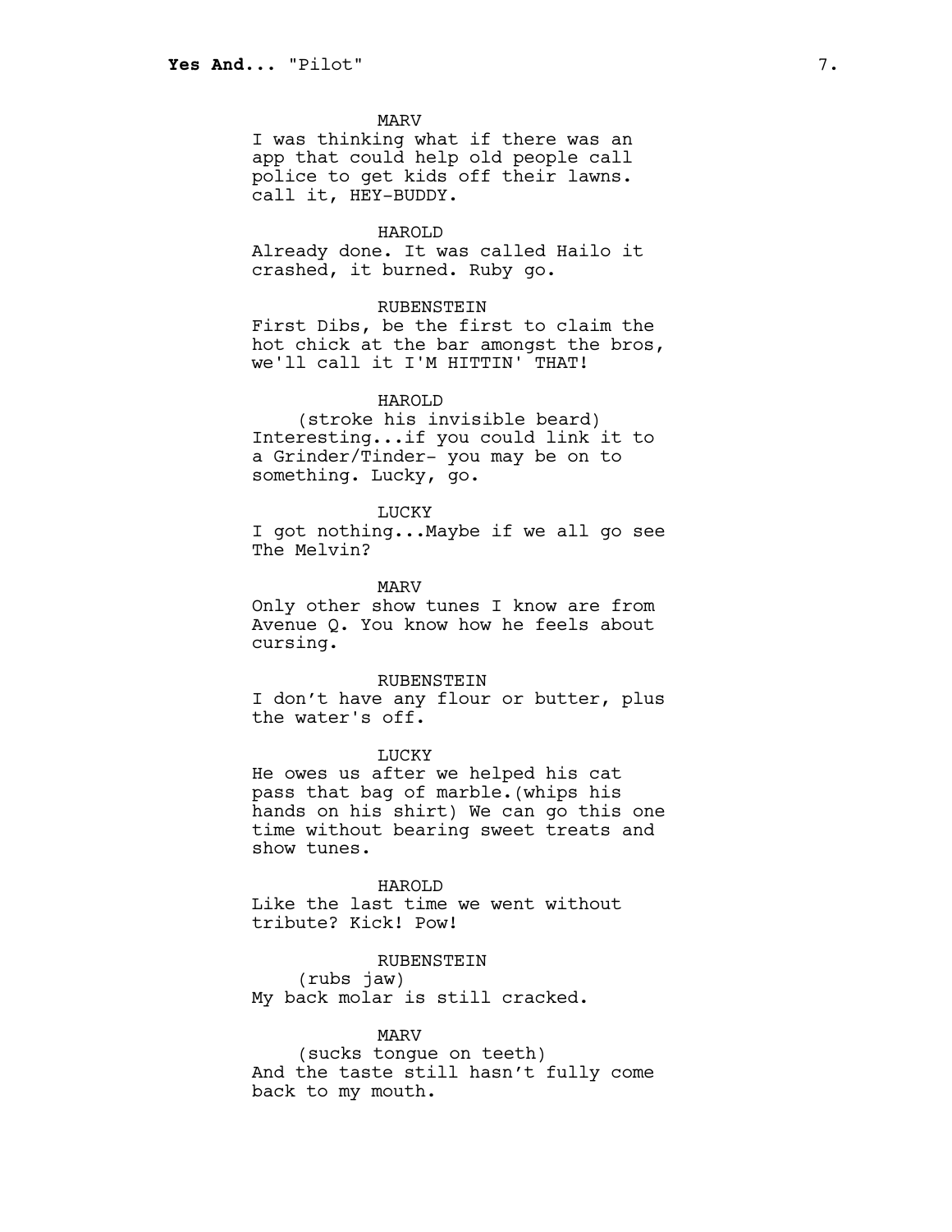MARV

I was thinking what if there was an app that could help old people call police to get kids off their lawns. call it, HEY-BUDDY.

HAROLD

Already done. It was called Hailo it crashed, it burned. Ruby go.

RUBENSTEIN

First Dibs, be the first to claim the hot chick at the bar amongst the bros, we'll call it I'M HITTIN' THAT!

HAROLD

(stroke his invisible beard)

Interesting...if you could link it to a Grinder/Tinder- you may be on to something. Lucky, go.

LUCKY

I got nothing...Maybe if we all go see The Melvin?

MARV

Only other show tunes I know are from Avenue Q. You know how he feels about cursing.

RUBENSTEIN

I don't have any flour or butter, plus the water's off.

LUCKY

He owes us after we helped his cat pass that bag of marble.(whips his hands on his shirt) We can go this one time without bearing sweet treats and show tunes.

HAROLD

Like the last time we went without tribute? Kick! Pow!

RUBENSTEIN

(rubs jaw)

My back molar is still cracked.

MARV

(sucks tongue on teeth)

And the taste still hasn't fully come back to my mouth.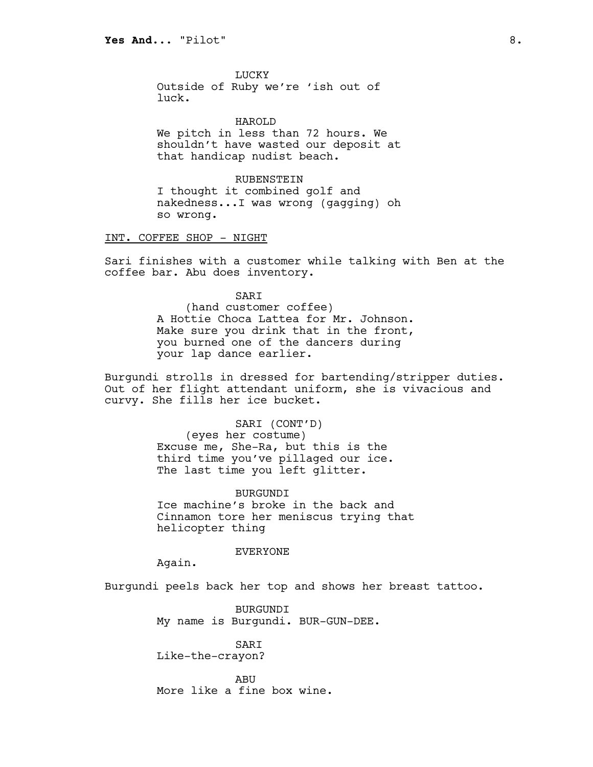LUCKY
Outside of Ruby we're 'ish out of luck.

HAROLD
We pitch in less than 72 hours. We shouldn't have wasted our deposit at that handicap nudist beach.

RUBENSTEIN
I thought it combined golf and nakedness...I was wrong (gagging) oh so wrong.

INT. COFFEE SHOP - NIGHT

Sari finishes with a customer while talking with Ben at the coffee bar. Abu does inventory.

SARI
(hand customer coffee)
A Hottie Choca Lattea for Mr. Johnson. Make sure you drink that in the front, you burned one of the dancers during your lap dance earlier.

Burgundi strolls in dressed for bartending/stripper duties. Out of her flight attendant uniform, she is vivacious and curvy. She fills her ice bucket.

SARI (CONT'D)
(eyes her costume)
Excuse me, She-Ra, but this is the third time you've pillaged our ice. The last time you left glitter.

BURGUNDI
Ice machine's broke in the back and Cinnamon tore her meniscus trying that helicopter thing

EVERYONE
Again.

Burgundi peels back her top and shows her breast tattoo.

BURGUNDI
My name is Burgundi. BUR-GUN-DEE.

SARI
Like-the-crayon?

ABU
More like a fine box wine.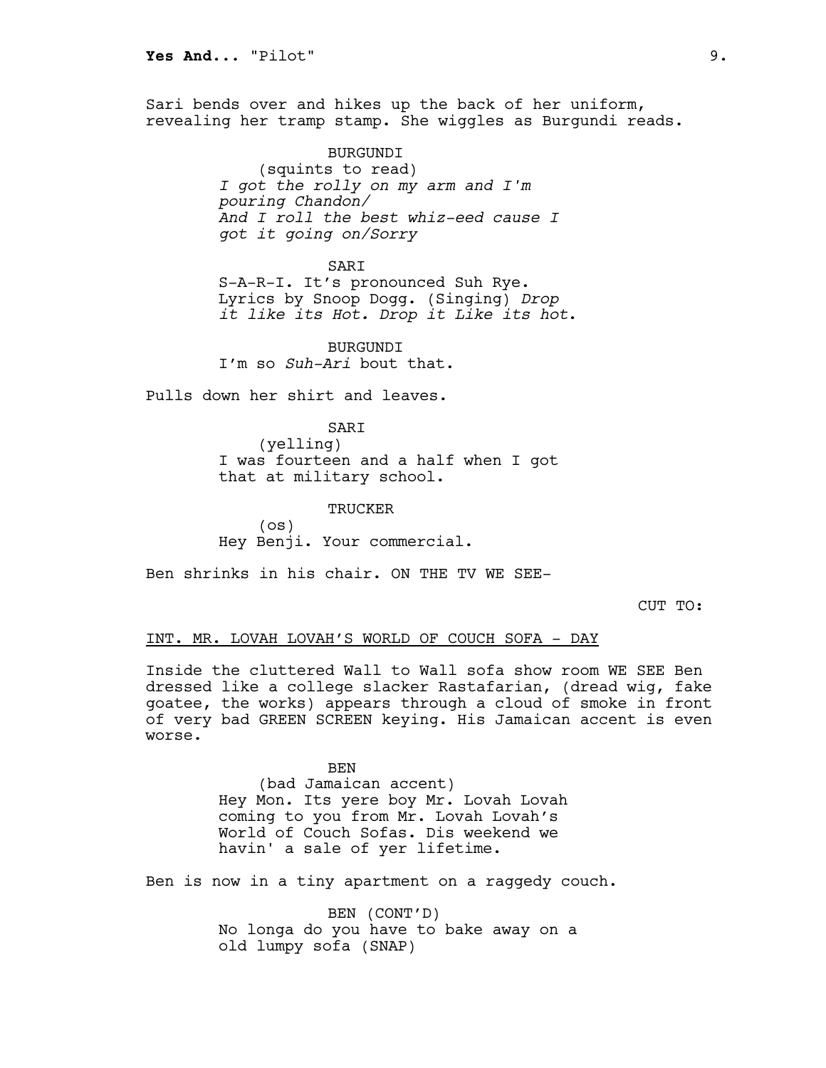Sari bends over and hikes up the back of her uniform, revealing her tramp stamp. She wiggles as Burgundi reads.

BURGUNDI
(squints to read)
*I got the rolly on my arm and I'm pouring Chandon/*
*And I roll the best whiz-eed cause I got it going on/Sorry*

SARI
S-A-R-I. It's pronounced Suh Rye. Lyrics by Snoop Dogg. (Singing) *Drop it like its Hot. Drop it Like its hot.*

BURGUNDI
I'm so *Suh-Ari* bout that.

Pulls down her shirt and leaves.

SARI
(yelling)
I was fourteen and a half when I got that at military school.

TRUCKER
(os)
Hey Benji. Your commercial.

Ben shrinks in his chair. ON THE TV WE SEE-

CUT TO:

INT. MR. LOVAH LOVAH'S WORLD OF COUCH SOFA - DAY

Inside the cluttered Wall to Wall sofa show room WE SEE Ben dressed like a college slacker Rastafarian, (dread wig, fake goatee, the works) appears through a cloud of smoke in front of very bad GREEN SCREEN keying. His Jamaican accent is even worse.

BEN
(bad Jamaican accent)
Hey Mon. Its yere boy Mr. Lovah Lovah coming to you from Mr. Lovah Lovah's World of Couch Sofas. Dis weekend we havin' a sale of yer lifetime.

Ben is now in a tiny apartment on a raggedy couch.

BEN (CONT'D)
No longa do you have to bake away on a old lumpy sofa (SNAP)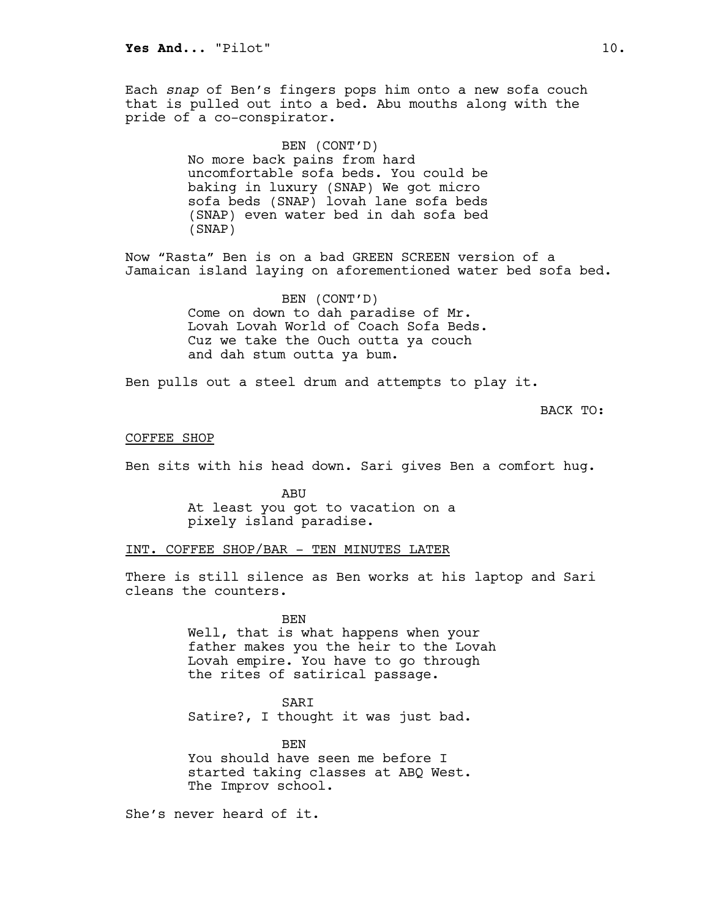Each *snap* of Ben's fingers pops him onto a new sofa couch that is pulled out into a bed. Abu mouths along with the pride of a co-conspirator.

BEN (CONT'D)
No more back pains from hard uncomfortable sofa beds. You could be baking in luxury (SNAP) We got micro sofa beds (SNAP) lovah lane sofa beds (SNAP) even water bed in dah sofa bed (SNAP)

Now "Rasta" Ben is on a bad GREEN SCREEN version of a Jamaican island laying on aforementioned water bed sofa bed.

BEN (CONT'D)
Come on down to dah paradise of Mr. Lovah Lovah World of Coach Sofa Beds. Cuz we take the Ouch outta ya couch and dah stum outta ya bum.

Ben pulls out a steel drum and attempts to play it.

BACK TO:

COFFEE SHOP

Ben sits with his head down. Sari gives Ben a comfort hug.

ABU
At least you got to vacation on a pixely island paradise.

INT. COFFEE SHOP/BAR - TEN MINUTES LATER

There is still silence as Ben works at his laptop and Sari cleans the counters.

BEN
Well, that is what happens when your father makes you the heir to the Lovah Lovah empire. You have to go through the rites of satirical passage.

SARI
Satire?, I thought it was just bad.

BEN
You should have seen me before I started taking classes at ABQ West. The Improv school.

She's never heard of it.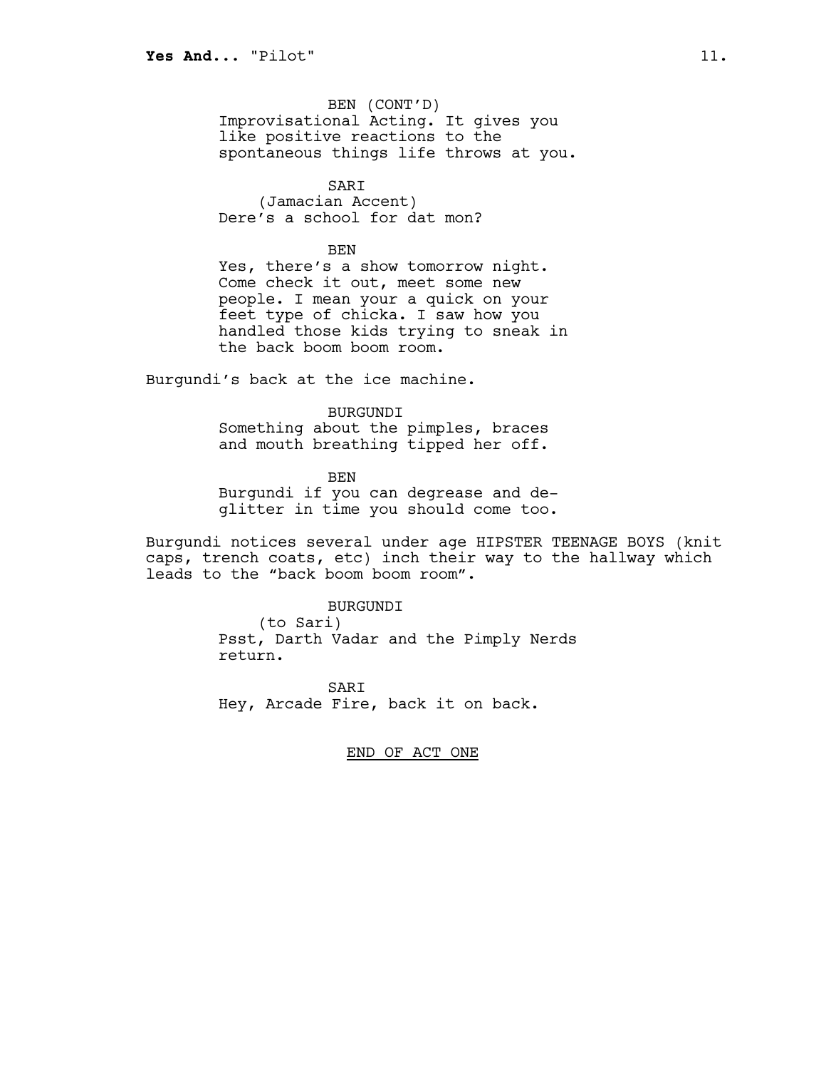BEN (CONT'D)
Improvisational Acting. It gives you like positive reactions to the spontaneous things life throws at you.

SARI
(Jamacian Accent)
Dere's a school for dat mon?

BEN
Yes, there's a show tomorrow night. Come check it out, meet some new people. I mean your a quick on your feet type of chicka. I saw how you handled those kids trying to sneak in the back boom boom room.

Burgundi's back at the ice machine.

BURGUNDI
Something about the pimples, braces and mouth breathing tipped her off.

BEN
Burgundi if you can degrease and de-glitter in time you should come too.

Burgundi notices several under age HIPSTER TEENAGE BOYS (knit caps, trench coats, etc) inch their way to the hallway which leads to the "back boom boom room".

BURGUNDI
(to Sari)
Psst, Darth Vadar and the Pimply Nerds return.

SARI
Hey, Arcade Fire, back it on back.

END OF ACT ONE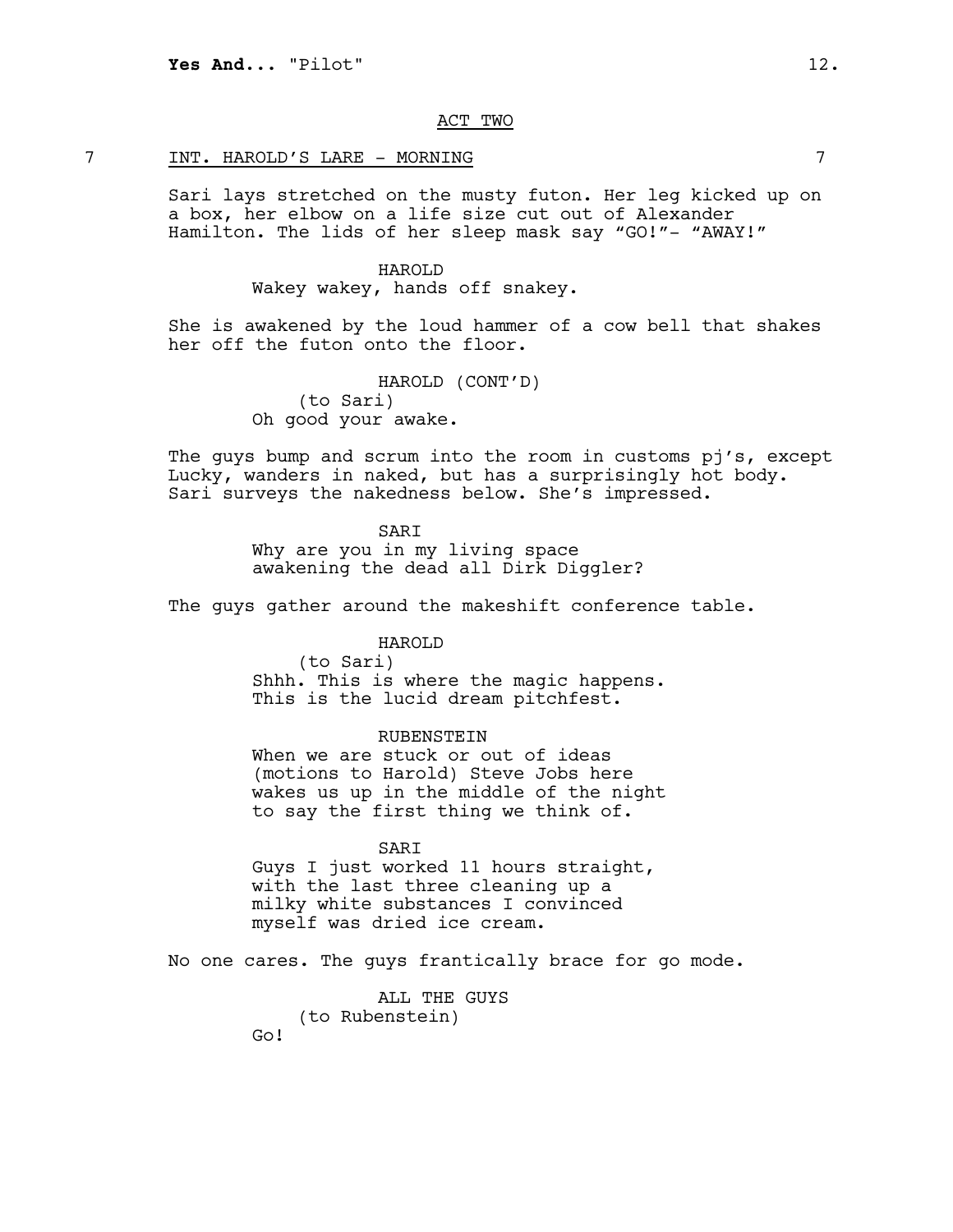ACT TWO

7 INT. HAROLD'S LARE - MORNING 7

Sari lays stretched on the musty futon. Her leg kicked up on a box, her elbow on a life size cut out of Alexander Hamilton. The lids of her sleep mask say "GO!"- "AWAY!"

HAROLD
Wakey wakey, hands off snakey.

She is awakened by the loud hammer of a cow bell that shakes her off the futon onto the floor.

HAROLD (CONT'D)
(to Sari)
Oh good your awake.

The guys bump and scrum into the room in customs pj's, except Lucky, wanders in naked, but has a surprisingly hot body. Sari surveys the nakedness below. She's impressed.

SARI
Why are you in my living space awakening the dead all Dirk Diggler?

The guys gather around the makeshift conference table.

HAROLD
(to Sari)
Shhh. This is where the magic happens. This is the lucid dream pitchfest.

RUBENSTEIN
When we are stuck or out of ideas (motions to Harold) Steve Jobs here wakes us up in the middle of the night to say the first thing we think of.

SARI
Guys I just worked 11 hours straight, with the last three cleaning up a milky white substances I convinced myself was dried ice cream.

No one cares. The guys frantically brace for go mode.

ALL THE GUYS
(to Rubenstein)
Go!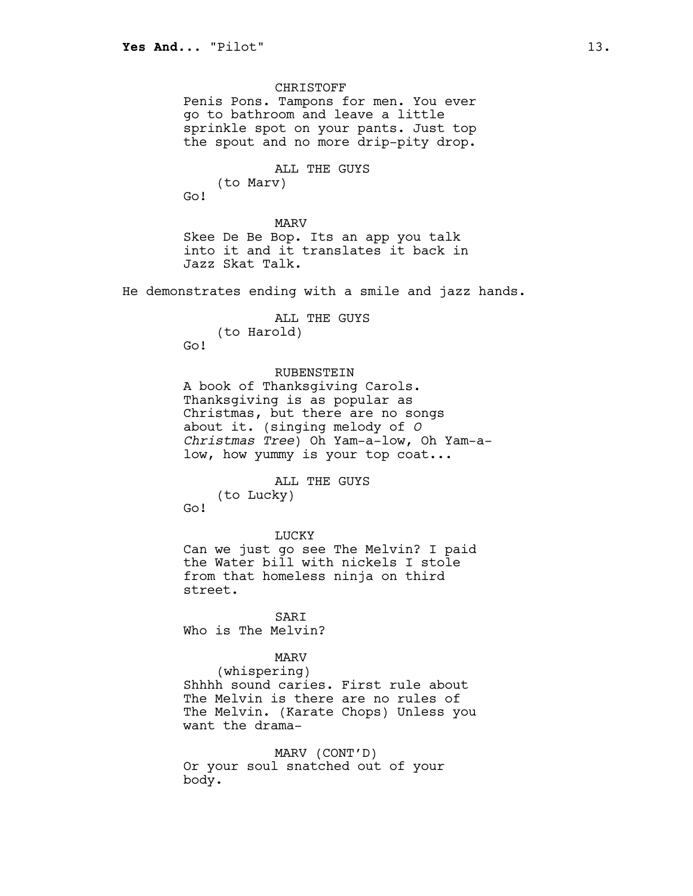CHRISTOFF
Penis Pons. Tampons for men. You ever go to bathroom and leave a little sprinkle spot on your pants. Just top the spout and no more drip-pity drop.

ALL THE GUYS
(to Marv)
Go!

MARV
Skee De Be Bop. Its an app you talk into it and it translates it back in Jazz Skat Talk.

He demonstrates ending with a smile and jazz hands.

ALL THE GUYS
(to Harold)
Go!

RUBENSTEIN
A book of Thanksgiving Carols. Thanksgiving is as popular as Christmas, but there are no songs about it. (singing melody of *O Christmas Tree*) Oh Yam-a-low, Oh Yam-a-low, how yummy is your top coat...

ALL THE GUYS
(to Lucky)
Go!

LUCKY
Can we just go see The Melvin? I paid the Water bill with nickels I stole from that homeless ninja on third street.

SARI
Who is The Melvin?

MARV
(whispering)
Shhhh sound caries. First rule about The Melvin is there are no rules of The Melvin. (Karate Chops) Unless you want the drama-

MARV (CONT'D)
Or your soul snatched out of your body.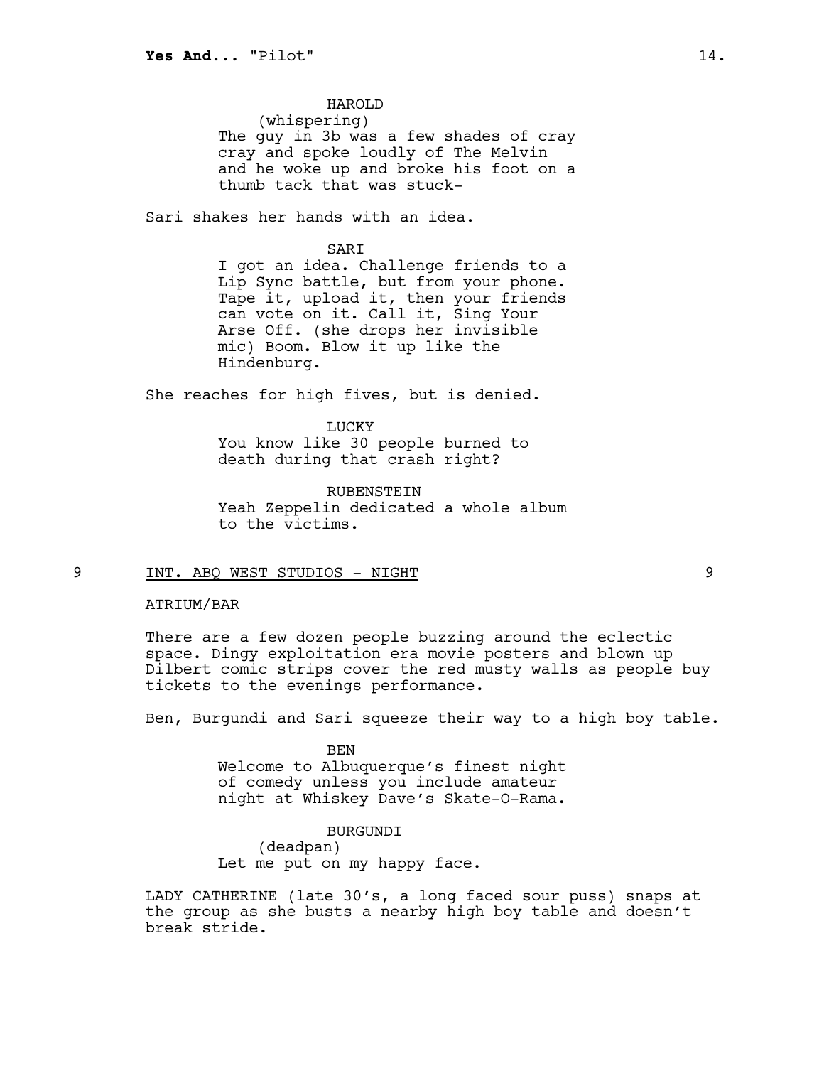HAROLD
(whispering)
The guy in 3b was a few shades of cray cray and spoke loudly of The Melvin and he woke up and broke his foot on a thumb tack that was stuck-

Sari shakes her hands with an idea.

SARI
I got an idea. Challenge friends to a Lip Sync battle, but from your phone. Tape it, upload it, then your friends can vote on it. Call it, Sing Your Arse Off. (she drops her invisible mic) Boom. Blow it up like the Hindenburg.

She reaches for high fives, but is denied.

LUCKY
You know like 30 people burned to death during that crash right?

RUBENSTEIN
Yeah Zeppelin dedicated a whole album to the victims.

9 INT. ABQ WEST STUDIOS - NIGHT 9

ATRIUM/BAR

There are a few dozen people buzzing around the eclectic space. Dingy exploitation era movie posters and blown up Dilbert comic strips cover the red musty walls as people buy tickets to the evenings performance.

Ben, Burgundi and Sari squeeze their way to a high boy table.

BEN
Welcome to Albuquerque's finest night of comedy unless you include amateur night at Whiskey Dave's Skate-O-Rama.

BURGUNDI
(deadpan)
Let me put on my happy face.

LADY CATHERINE (late 30's, a long faced sour puss) snaps at the group as she busts a nearby high boy table and doesn't break stride.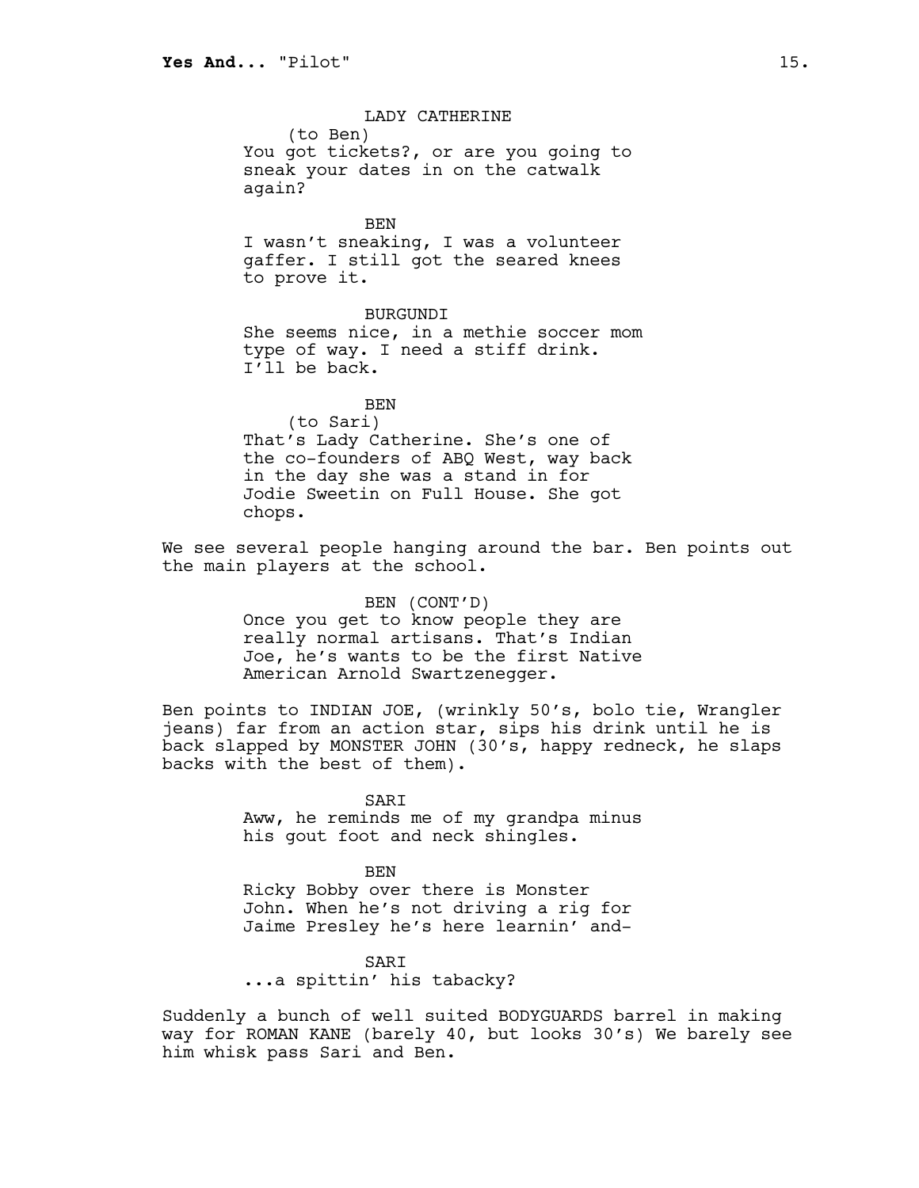LADY CATHERINE
(to Ben)
You got tickets?, or are you going to sneak your dates in on the catwalk again?

BEN
I wasn't sneaking, I was a volunteer gaffer. I still got the seared knees to prove it.

BURGUNDI
She seems nice, in a methie soccer mom type of way. I need a stiff drink. I'll be back.

BEN
(to Sari)
That's Lady Catherine. She's one of the co-founders of ABQ West, way back in the day she was a stand in for Jodie Sweetin on Full House. She got chops.

We see several people hanging around the bar. Ben points out the main players at the school.

BEN (CONT'D)
Once you get to know people they are really normal artisans. That's Indian Joe, he's wants to be the first Native American Arnold Swartzenegger.

Ben points to INDIAN JOE, (wrinkly 50's, bolo tie, Wrangler jeans) far from an action star, sips his drink until he is back slapped by MONSTER JOHN (30's, happy redneck, he slaps backs with the best of them).

SARI
Aww, he reminds me of my grandpa minus his gout foot and neck shingles.

BEN
Ricky Bobby over there is Monster John. When he's not driving a rig for Jaime Presley he's here learnin' and-

SARI
...a spittin' his tabacky?

Suddenly a bunch of well suited BODYGUARDS barrel in making way for ROMAN KANE (barely 40, but looks 30's) We barely see him whisk pass Sari and Ben.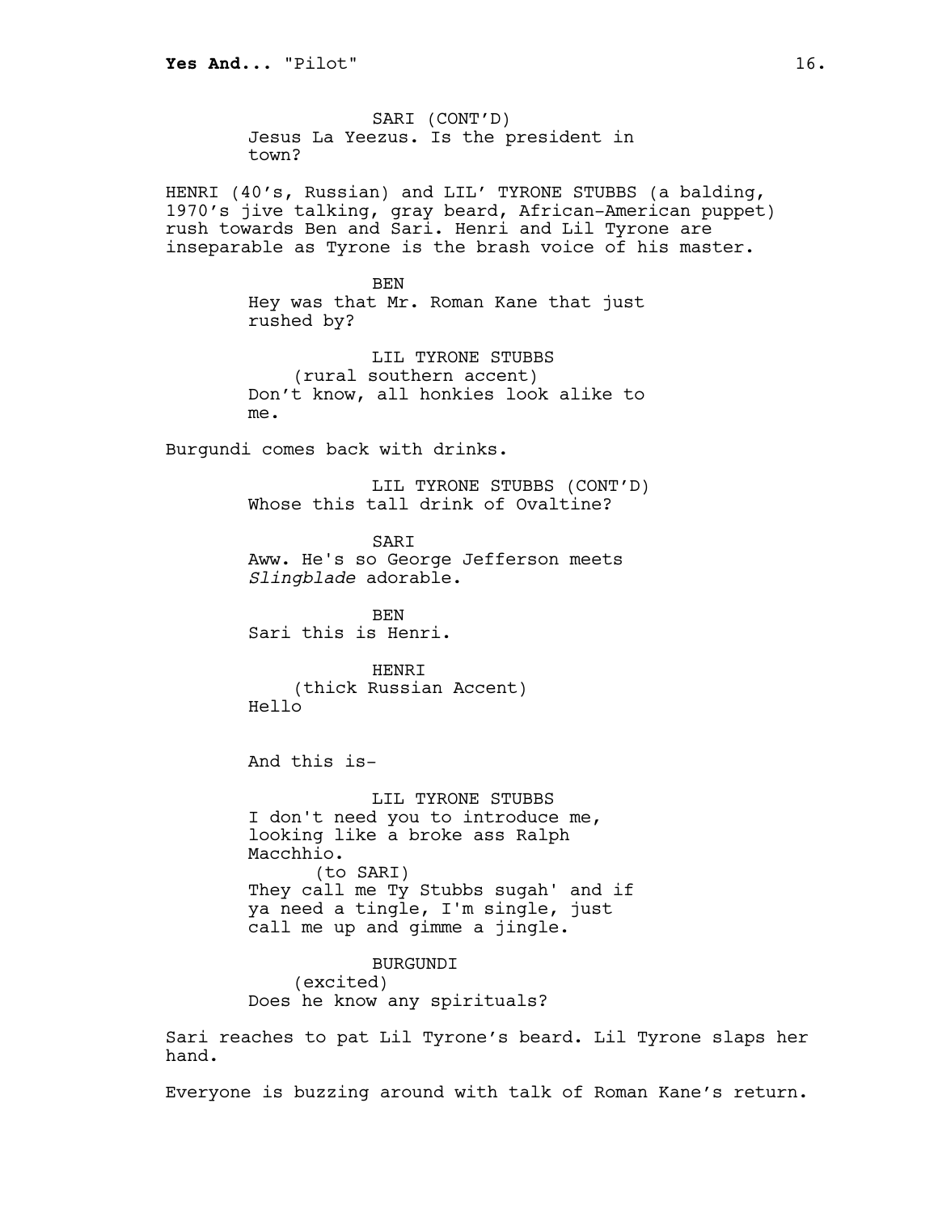SARI (CONT'D)
Jesus La Yeezus. Is the president in town?

HENRI (40's, Russian) and LIL' TYRONE STUBBS (a balding, 1970's jive talking, gray beard, African-American puppet) rush towards Ben and Sari. Henri and Lil Tyrone are inseparable as Tyrone is the brash voice of his master.

BEN
Hey was that Mr. Roman Kane that just rushed by?

LIL TYRONE STUBBS
(rural southern accent)
Don't know, all honkies look alike to me.

Burgundi comes back with drinks.

LIL TYRONE STUBBS (CONT'D)
Whose this tall drink of Ovaltine?

SARI
Aww. He's so George Jefferson meets *Slingblade* adorable.

BEN
Sari this is Henri.

HENRI
(thick Russian Accent)
Hello

And this is-

LIL TYRONE STUBBS
I don't need you to introduce me, looking like a broke ass Ralph Macchhio.
(to SARI)
They call me Ty Stubbs sugah' and if ya need a tingle, I'm single, just call me up and gimme a jingle.

BURGUNDI
(excited)
Does he know any spirituals?

Sari reaches to pat Lil Tyrone's beard. Lil Tyrone slaps her hand.

Everyone is buzzing around with talk of Roman Kane's return.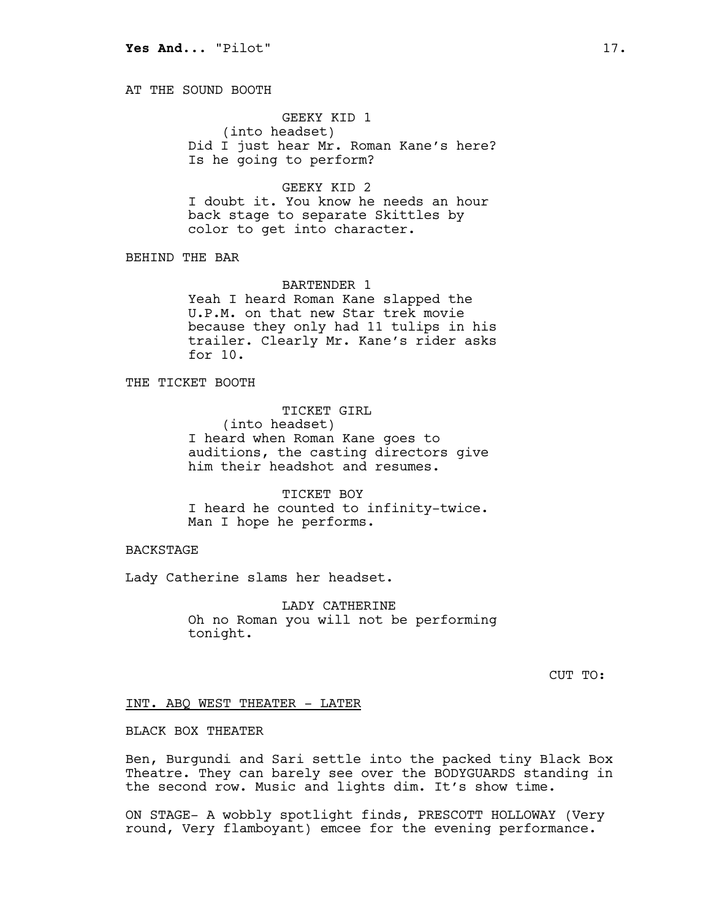AT THE SOUND BOOTH

GEEKY KID 1
(into headset)
Did I just hear Mr. Roman Kane's here? Is he going to perform?

GEEKY KID 2
I doubt it. You know he needs an hour back stage to separate Skittles by color to get into character.

BEHIND THE BAR

BARTENDER 1
Yeah I heard Roman Kane slapped the U.P.M. on that new Star trek movie because they only had 11 tulips in his trailer. Clearly Mr. Kane's rider asks for 10.

THE TICKET BOOTH

TICKET GIRL
(into headset)
I heard when Roman Kane goes to auditions, the casting directors give him their headshot and resumes.

TICKET BOY
I heard he counted to infinity-twice. Man I hope he performs.

BACKSTAGE

Lady Catherine slams her headset.

LADY CATHERINE
Oh no Roman you will not be performing tonight.

CUT TO:

INT. ABQ WEST THEATER - LATER

BLACK BOX THEATER

Ben, Burgundi and Sari settle into the packed tiny Black Box Theatre. They can barely see over the BODYGUARDS standing in the second row. Music and lights dim. It's show time.

ON STAGE- A wobbly spotlight finds, PRESCOTT HOLLOWAY (Very round, Very flamboyant) emcee for the evening performance.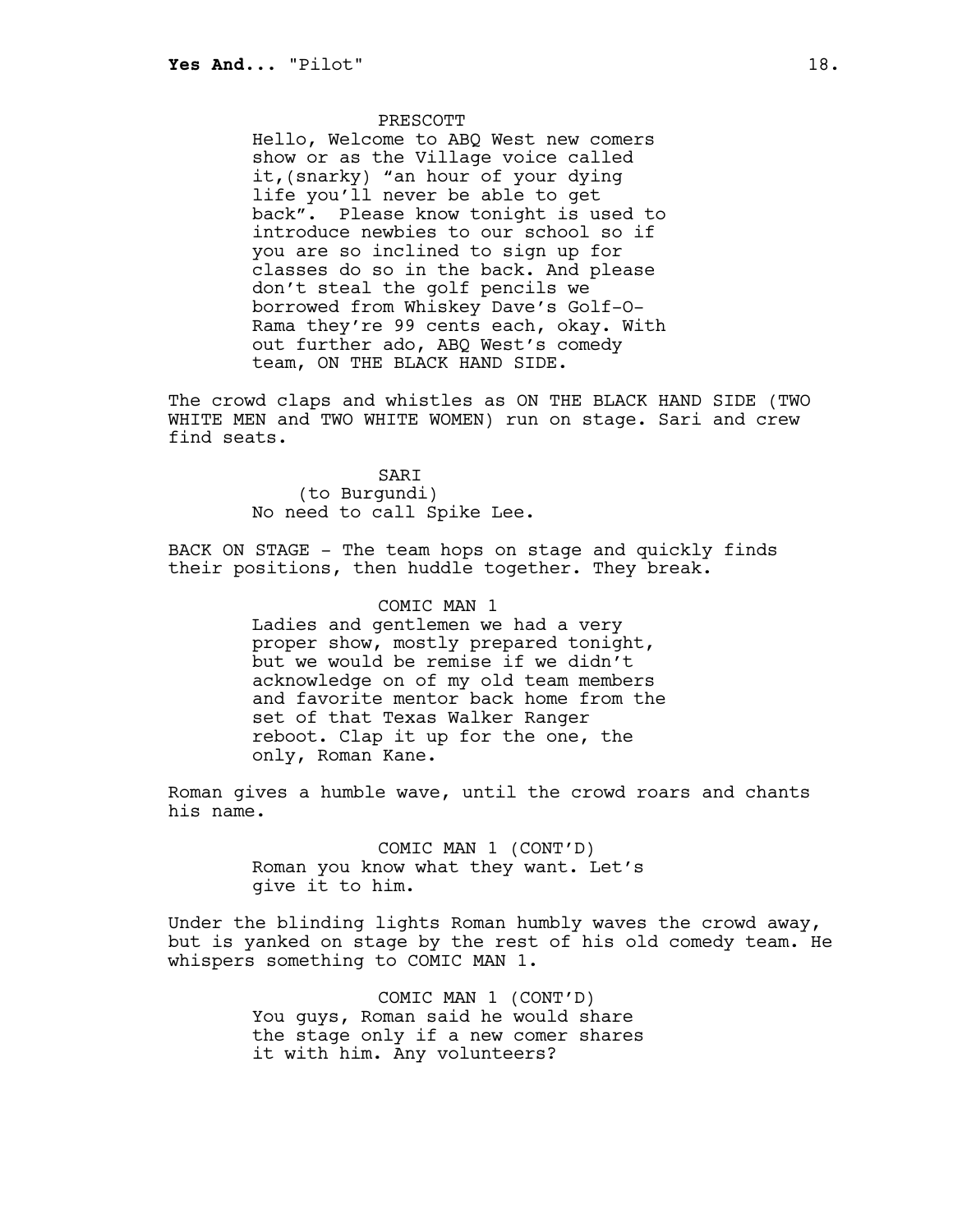PRESCOTT

Hello, Welcome to ABQ West new comers show or as the Village voice called it,(snarky) “an hour of your dying life you’ll never be able to get back”. Please know tonight is used to introduce newbies to our school so if you are so inclined to sign up for classes do so in the back. And please don’t steal the golf pencils we borrowed from Whiskey Dave’s Golf-O-Rama they’re 99 cents each, okay. With out further ado, ABQ West’s comedy team, ON THE BLACK HAND SIDE.

The crowd claps and whistles as ON THE BLACK HAND SIDE (TWO WHITE MEN and TWO WHITE WOMEN) run on stage. Sari and crew find seats.

SARI

(to Burgundi)

No need to call Spike Lee.

BACK ON STAGE - The team hops on stage and quickly finds their positions, then huddle together. They break.

COMIC MAN 1

Ladies and gentlemen we had a very proper show, mostly prepared tonight, but we would be remise if we didn’t acknowledge on of my old team members and favorite mentor back home from the set of that Texas Walker Ranger reboot. Clap it up for the one, the only, Roman Kane.

Roman gives a humble wave, until the crowd roars and chants his name.

COMIC MAN 1 (CONT’D)

Roman you know what they want. Let’s give it to him.

Under the blinding lights Roman humbly waves the crowd away, but is yanked on stage by the rest of his old comedy team. He whispers something to COMIC MAN 1.

COMIC MAN 1 (CONT’D)

You guys, Roman said he would share the stage only if a new comer shares it with him. Any volunteers?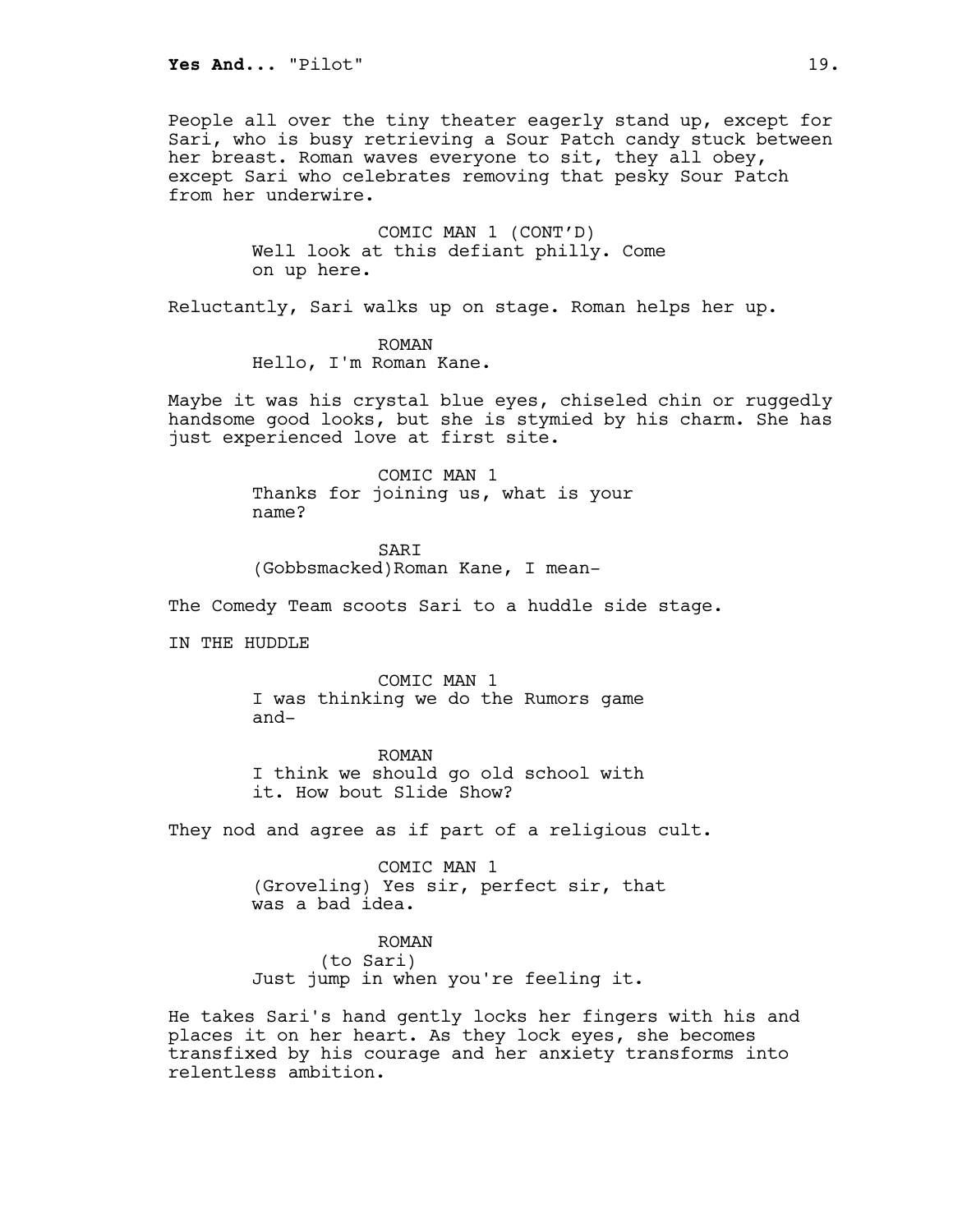People all over the tiny theater eagerly stand up, except for Sari, who is busy retrieving a Sour Patch candy stuck between her breast. Roman waves everyone to sit, they all obey, except Sari who celebrates removing that pesky Sour Patch from her underwire.

COMIC MAN 1 (CONT'D)
Well look at this defiant philly. Come on up here.

Reluctantly, Sari walks up on stage. Roman helps her up.

ROMAN
Hello, I'm Roman Kane.

Maybe it was his crystal blue eyes, chiseled chin or ruggedly handsome good looks, but she is stymied by his charm. She has just experienced love at first site.

COMIC MAN 1
Thanks for joining us, what is your name?

SARI
(Gobbsmacked)Roman Kane, I mean-

The Comedy Team scoots Sari to a huddle side stage.

IN THE HUDDLE

COMIC MAN 1
I was thinking we do the Rumors game and-

ROMAN
I think we should go old school with it. How bout Slide Show?

They nod and agree as if part of a religious cult.

COMIC MAN 1
(Groveling) Yes sir, perfect sir, that was a bad idea.

ROMAN
(to Sari)
Just jump in when you're feeling it.

He takes Sari's hand gently locks her fingers with his and places it on her heart. As they lock eyes, she becomes transfixed by his courage and her anxiety transforms into relentless ambition.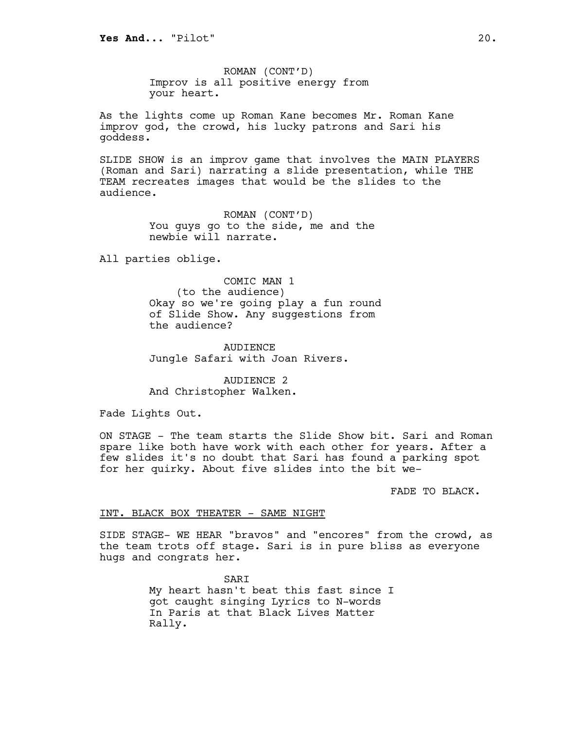ROMAN (CONT'D)
Improv is all positive energy from your heart.

As the lights come up Roman Kane becomes Mr. Roman Kane improv god, the crowd, his lucky patrons and Sari his goddess.

SLIDE SHOW is an improv game that involves the MAIN PLAYERS (Roman and Sari) narrating a slide presentation, while THE TEAM recreates images that would be the slides to the audience.

ROMAN (CONT'D)
You guys go to the side, me and the newbie will narrate.

All parties oblige.

COMIC MAN 1
(to the audience)
Okay so we're going play a fun round of Slide Show. Any suggestions from the audience?

AUDIENCE
Jungle Safari with Joan Rivers.

AUDIENCE 2
And Christopher Walken.

Fade Lights Out.

ON STAGE - The team starts the Slide Show bit. Sari and Roman spare like both have work with each other for years. After a few slides it's no doubt that Sari has found a parking spot for her quirky. About five slides into the bit we-

FADE TO BLACK.

INT. BLACK BOX THEATER - SAME NIGHT

SIDE STAGE- WE HEAR "bravos" and "encores" from the crowd, as the team trots off stage. Sari is in pure bliss as everyone hugs and congrats her.

SARI
My heart hasn't beat this fast since I got caught singing Lyrics to N-words In Paris at that Black Lives Matter Rally.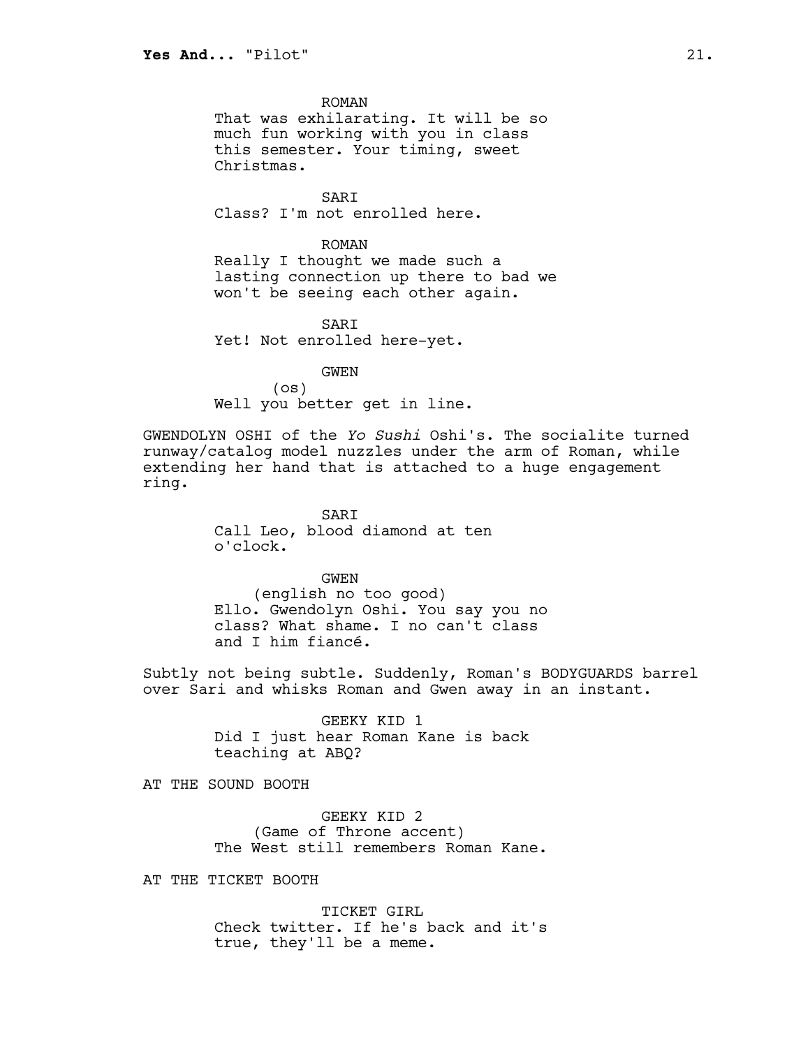ROMAN
That was exhilarating. It will be so much fun working with you in class this semester. Your timing, sweet Christmas.

SARI
Class? I'm not enrolled here.

ROMAN
Really I thought we made such a lasting connection up there to bad we won't be seeing each other again.

SARI
Yet! Not enrolled here-yet.

GWEN
(os)
Well you better get in line.

GWENDOLYN OSHI of the *Yo Sushi* Oshi's. The socialite turned runway/catalog model nuzzles under the arm of Roman, while extending her hand that is attached to a huge engagement ring.

SARI
Call Leo, blood diamond at ten o'clock.

GWEN
(english no too good)
Ello. Gwendolyn Oshi. You say you no class? What shame. I no can't class and I him fiancé.

Subtly not being subtle. Suddenly, Roman's BODYGUARDS barrel over Sari and whisks Roman and Gwen away in an instant.

GEEKY KID 1
Did I just hear Roman Kane is back teaching at ABQ?

AT THE SOUND BOOTH

GEEKY KID 2
(Game of Throne accent)
The West still remembers Roman Kane.

AT THE TICKET BOOTH

TICKET GIRL
Check twitter. If he's back and it's true, they'll be a meme.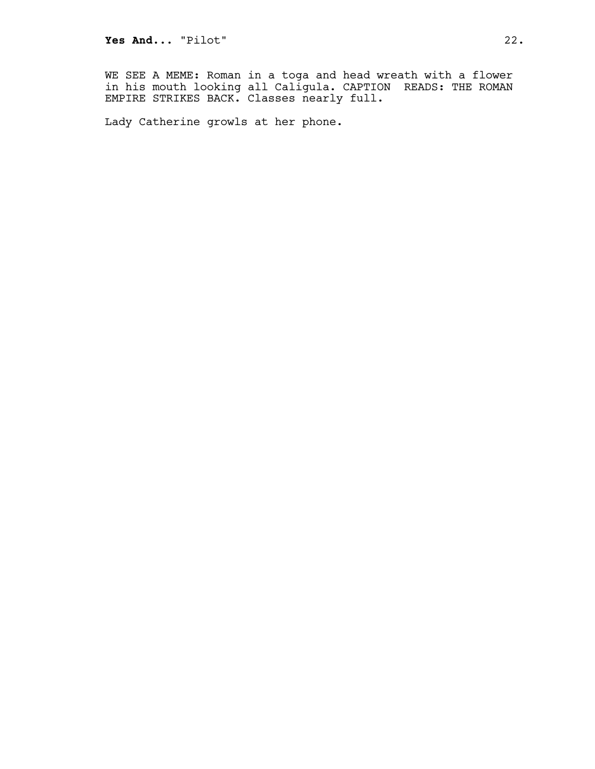WE SEE A MEME: Roman in a toga and head wreath with a flower in his mouth looking all Caligula. CAPTION READS: THE ROMAN EMPIRE STRIKES BACK. Classes nearly full.

Lady Catherine growls at her phone.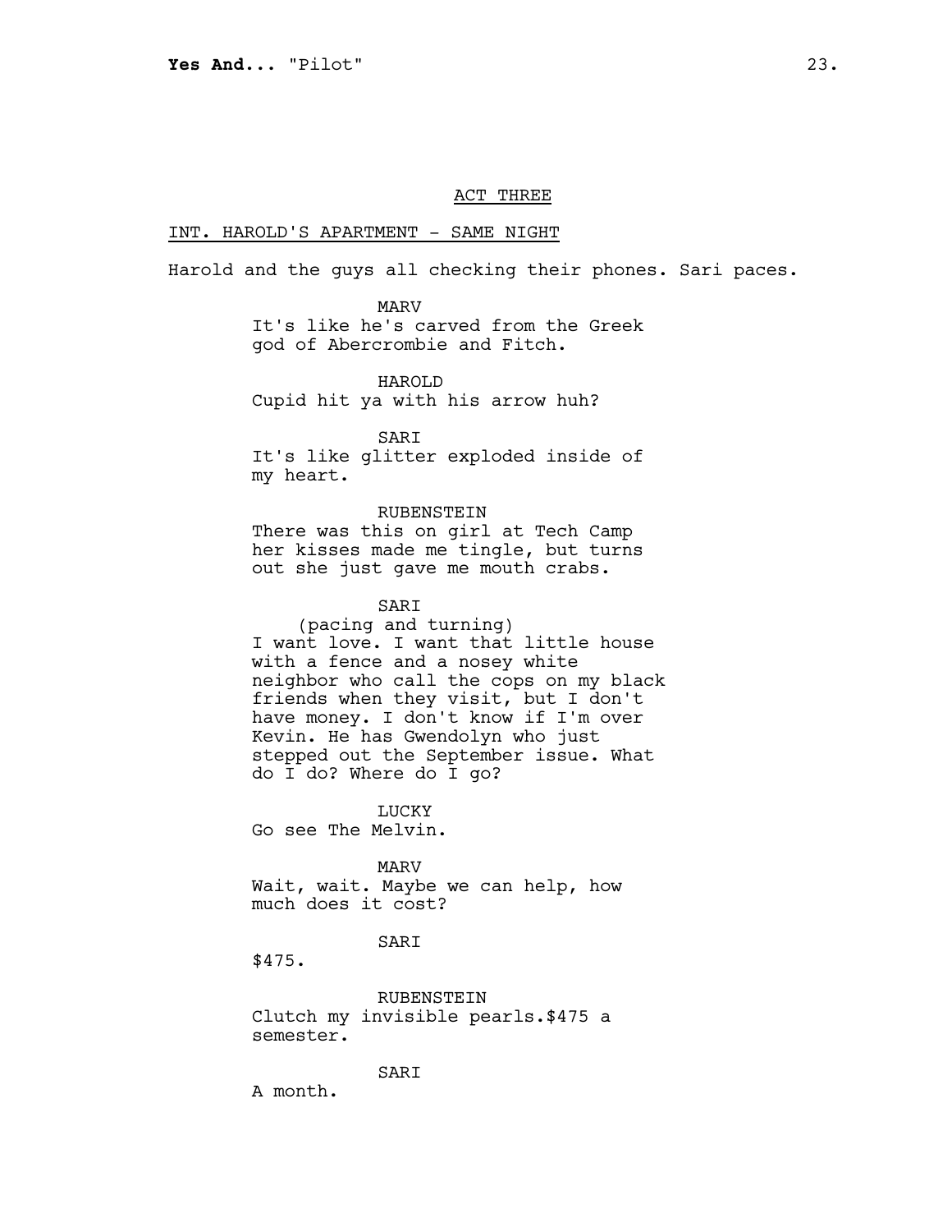ACT THREE

INT. HAROLD'S APARTMENT - SAME NIGHT

Harold and the guys all checking their phones. Sari paces.

MARV
It's like he's carved from the Greek god of Abercrombie and Fitch.

HAROLD
Cupid hit ya with his arrow huh?

SARI
It's like glitter exploded inside of my heart.

RUBENSTEIN
There was this on girl at Tech Camp her kisses made me tingle, but turns out she just gave me mouth crabs.

SARI
(pacing and turning)
I want love. I want that little house with a fence and a nosey white neighbor who call the cops on my black friends when they visit, but I don't have money. I don't know if I'm over Kevin. He has Gwendolyn who just stepped out the September issue. What do I do? Where do I go?

LUCKY
Go see The Melvin.

MARV
Wait, wait. Maybe we can help, how much does it cost?

SARI
$475.

RUBENSTEIN
Clutch my invisible pearls.$475 a semester.

SARI
A month.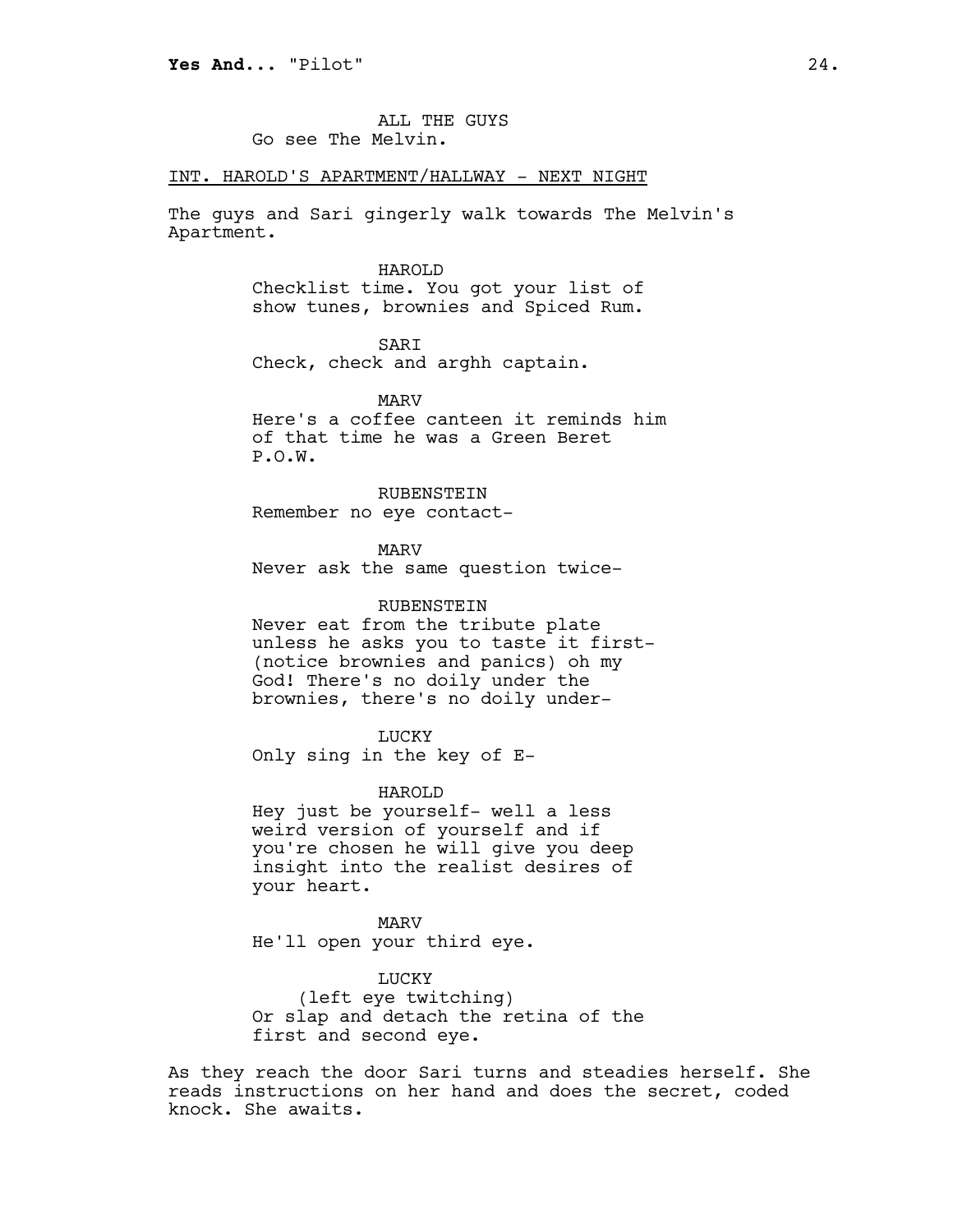ALL THE GUYS
Go see The Melvin.

INT. HAROLD'S APARTMENT/HALLWAY - NEXT NIGHT

The guys and Sari gingerly walk towards The Melvin's Apartment.

HAROLD
Checklist time. You got your list of show tunes, brownies and Spiced Rum.

SARI
Check, check and arghh captain.

MARV
Here's a coffee canteen it reminds him of that time he was a Green Beret P.O.W.

RUBENSTEIN
Remember no eye contact-

MARV
Never ask the same question twice-

RUBENSTEIN
Never eat from the tribute plate unless he asks you to taste it first- (notice brownies and panics) oh my God! There's no doily under the brownies, there's no doily under-

LUCKY
Only sing in the key of E-

HAROLD
Hey just be yourself- well a less weird version of yourself and if you're chosen he will give you deep insight into the realist desires of your heart.

MARV
He'll open your third eye.

LUCKY
(left eye twitching)
Or slap and detach the retina of the first and second eye.

As they reach the door Sari turns and steadies herself. She reads instructions on her hand and does the secret, coded knock. She awaits.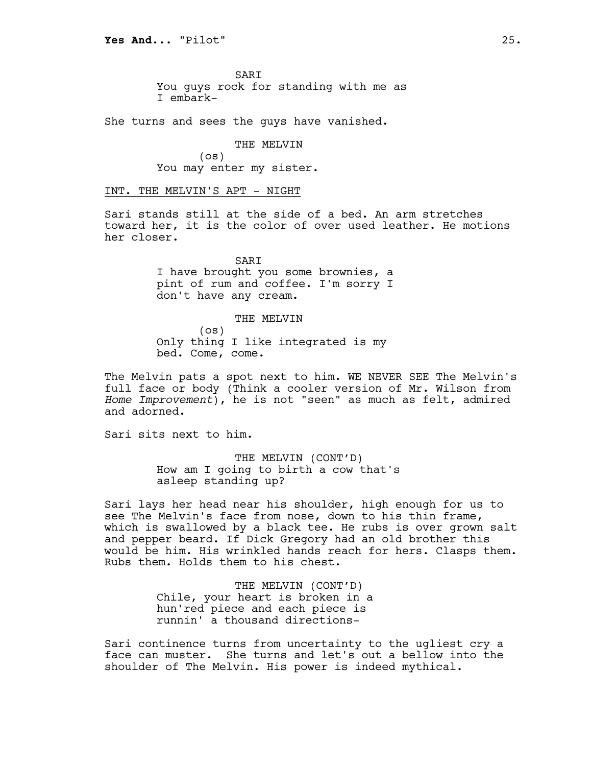SARI
You guys rock for standing with me as I embark-

She turns and sees the guys have vanished.

THE MELVIN
(os)
You may enter my sister.

INT. THE MELVIN'S APT - NIGHT

Sari stands still at the side of a bed. An arm stretches toward her, it is the color of over used leather. He motions her closer.

SARI
I have brought you some brownies, a pint of rum and coffee. I'm sorry I don't have any cream.

THE MELVIN
(os)
Only thing I like integrated is my bed. Come, come.

The Melvin pats a spot next to him. WE NEVER SEE The Melvin's full face or body (Think a cooler version of Mr. Wilson from *Home Improvement*), he is not "seen" as much as felt, admired and adorned.

Sari sits next to him.

THE MELVIN (CONT'D)
How am I going to birth a cow that's asleep standing up?

Sari lays her head near his shoulder, high enough for us to see The Melvin's face from nose, down to his thin frame, which is swallowed by a black tee. He rubs is over grown salt and pepper beard. If Dick Gregory had an old brother this would be him. His wrinkled hands reach for hers. Clasps them. Rubs them. Holds them to his chest.

THE MELVIN (CONT'D)
Chile, your heart is broken in a hun'red piece and each piece is runnin' a thousand directions-

Sari continence turns from uncertainty to the ugliest cry a face can muster. She turns and let's out a bellow into the shoulder of The Melvin. His power is indeed mythical.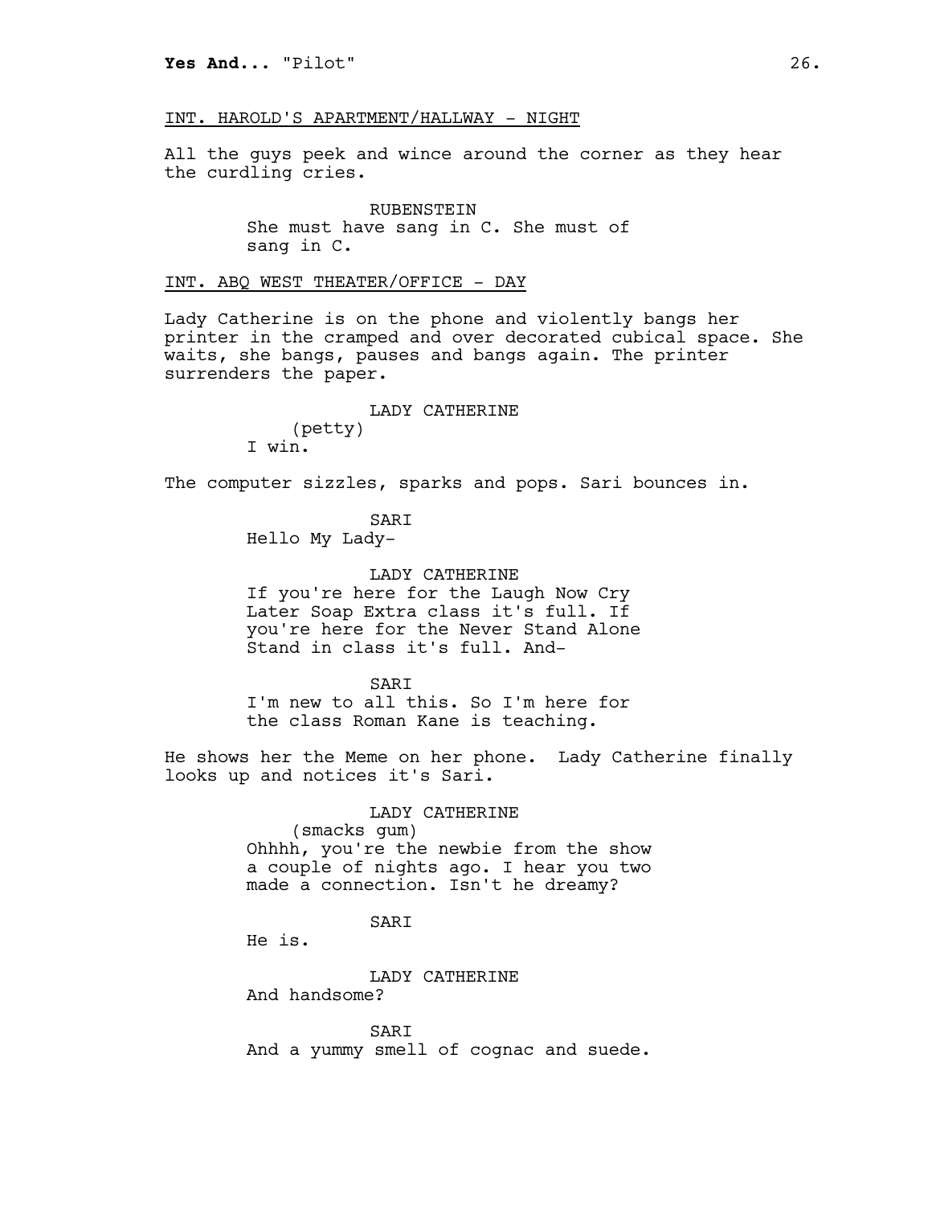INT. HAROLD'S APARTMENT/HALLWAY - NIGHT

All the guys peek and wince around the corner as they hear the curdling cries.

RUBENSTEIN
She must have sang in C. She must of sang in C.

INT. ABQ WEST THEATER/OFFICE - DAY

Lady Catherine is on the phone and violently bangs her printer in the cramped and over decorated cubical space. She waits, she bangs, pauses and bangs again. The printer surrenders the paper.

LADY CATHERINE
(petty)
I win.

The computer sizzles, sparks and pops. Sari bounces in.

SARI
Hello My Lady-

LADY CATHERINE
If you're here for the Laugh Now Cry Later Soap Extra class it's full. If you're here for the Never Stand Alone Stand in class it's full. And-

SARI
I'm new to all this. So I'm here for the class Roman Kane is teaching.

He shows her the Meme on her phone. Lady Catherine finally looks up and notices it's Sari.

LADY CATHERINE
(smacks gum)
Ohhhh, you're the newbie from the show a couple of nights ago. I hear you two made a connection. Isn't he dreamy?

SARI
He is.

LADY CATHERINE
And handsome?

SARI
And a yummy smell of cognac and suede.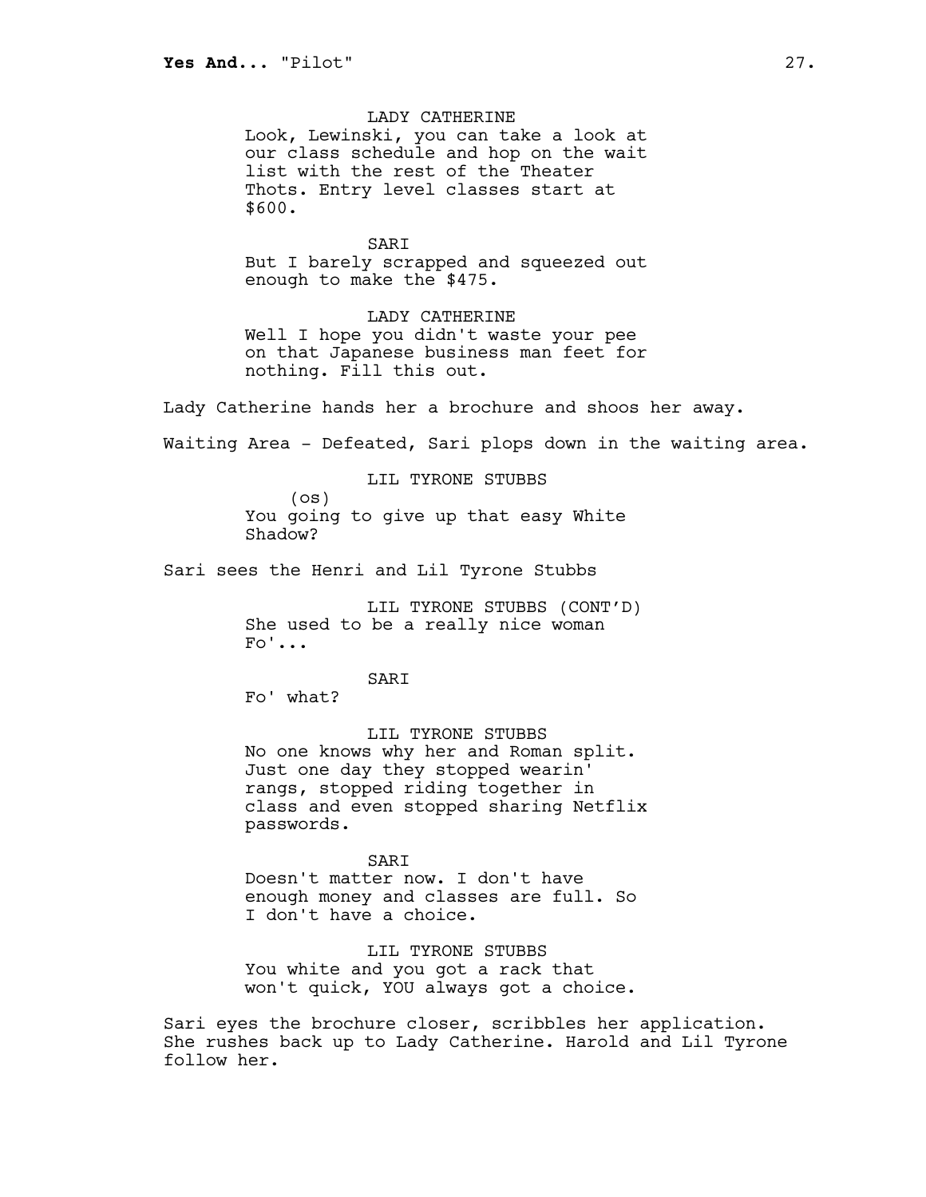LADY CATHERINE

Look, Lewinski, you can take a look at our class schedule and hop on the wait list with the rest of the Theater Thots. Entry level classes start at $600.

SARI

But I barely scrapped and squeezed out enough to make the $475.

LADY CATHERINE

Well I hope you didn't waste your pee on that Japanese business man feet for nothing. Fill this out.

Lady Catherine hands her a brochure and shoos her away.

Waiting Area - Defeated, Sari plops down in the waiting area.

LIL TYRONE STUBBS

(os)

You going to give up that easy White Shadow?

Sari sees the Henri and Lil Tyrone Stubbs

LIL TYRONE STUBBS (CONT'D)

She used to be a really nice woman Fo'...

SARI

Fo' what?

LIL TYRONE STUBBS

No one knows why her and Roman split. Just one day they stopped wearin' rangs, stopped riding together in class and even stopped sharing Netflix passwords.

SARI

Doesn't matter now. I don't have enough money and classes are full. So I don't have a choice.

LIL TYRONE STUBBS

You white and you got a rack that won't quick, YOU always got a choice.

Sari eyes the brochure closer, scribbles her application. She rushes back up to Lady Catherine. Harold and Lil Tyrone follow her.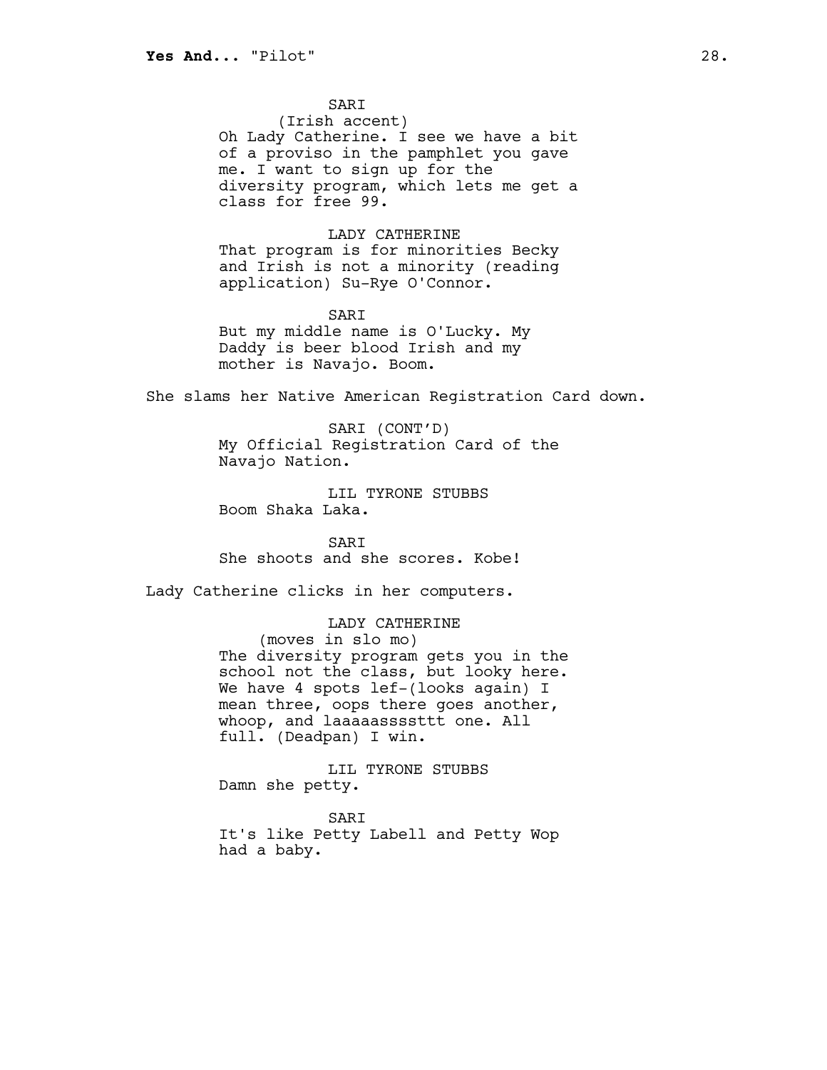SARI
(Irish accent)
Oh Lady Catherine. I see we have a bit of a proviso in the pamphlet you gave me. I want to sign up for the diversity program, which lets me get a class for free 99.

LADY CATHERINE
That program is for minorities Becky and Irish is not a minority (reading application) Su-Rye O'Connor.

SARI
But my middle name is O'Lucky. My Daddy is beer blood Irish and my mother is Navajo. Boom.

She slams her Native American Registration Card down.

SARI (CONT'D)
My Official Registration Card of the Navajo Nation.

LIL TYRONE STUBBS
Boom Shaka Laka.

SARI
She shoots and she scores. Kobe!

Lady Catherine clicks in her computers.

LADY CATHERINE
(moves in slo mo)
The diversity program gets you in the school not the class, but looky here. We have 4 spots lef-(looks again) I mean three, oops there goes another, whoop, and laaaaasssstt one. All full. (Deadpan) I win.

LIL TYRONE STUBBS
Damn she petty.

SARI
It's like Petty Labell and Petty Wop had a baby.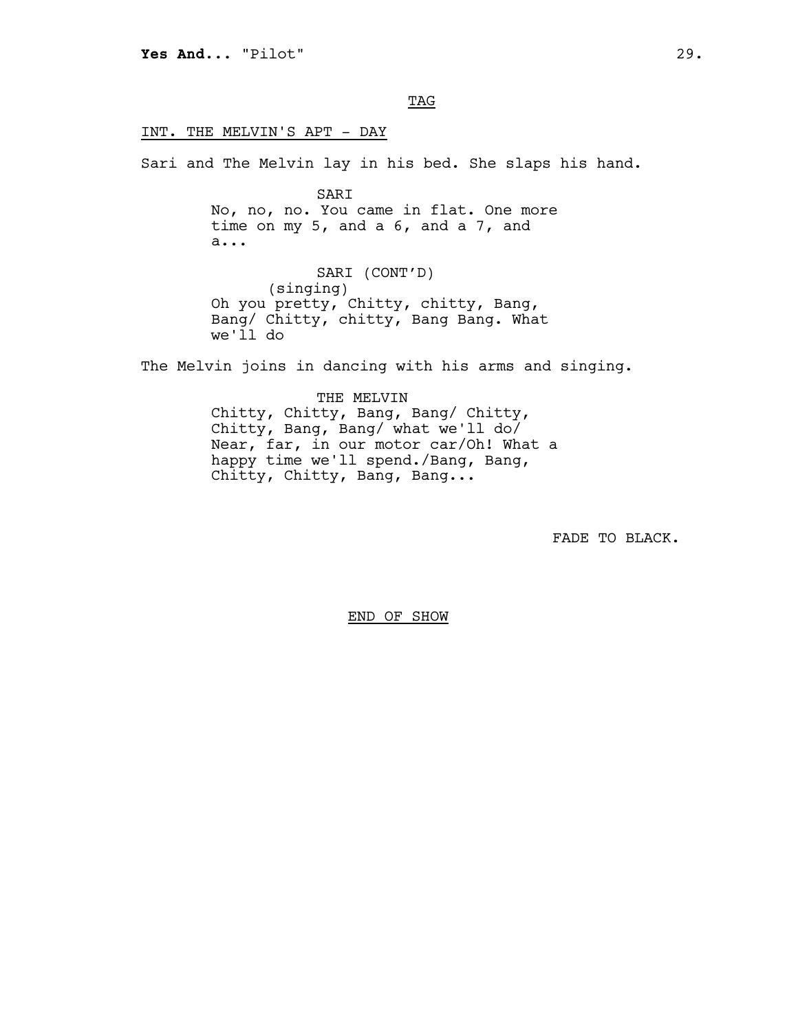TAG

INT. THE MELVIN'S APT - DAY

Sari and The Melvin lay in his bed. She slaps his hand.

SARI
No, no, no. You came in flat. One more time on my 5, and a 6, and a 7, and a...

SARI (CONT'D)
(singing)
Oh you pretty, Chitty, chitty, Bang, Bang/ Chitty, chitty, Bang Bang. What we'll do

The Melvin joins in dancing with his arms and singing.

THE MELVIN
Chitty, Chitty, Bang, Bang/ Chitty, Chitty, Bang, Bang/ what we'll do/ Near, far, in our motor car/Oh! What a happy time we'll spend./Bang, Bang, Chitty, Chitty, Bang, Bang...

FADE TO BLACK.

END OF SHOW